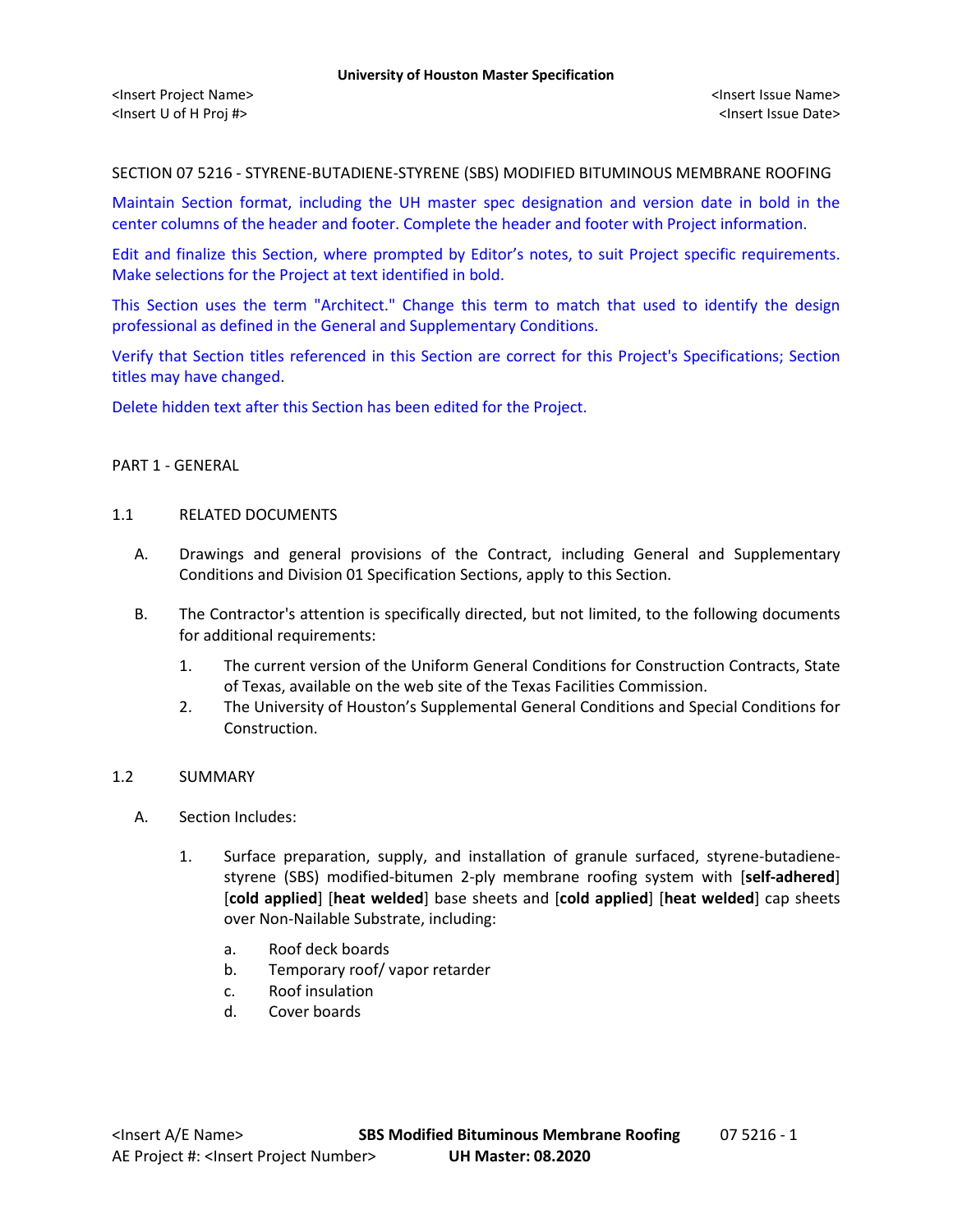SECTION 07 5216 - STYRENE-BUTADIENE-STYRENE (SBS) MODIFIED BITUMINOUS MEMBRANE ROOFING

Maintain Section format, including the UH master spec designation and version date in bold in the center columns of the header and footer. Complete the header and footer with Project information.

Edit and finalize this Section, where prompted by Editor's notes, to suit Project specific requirements. Make selections for the Project at text identified in bold.

This Section uses the term "Architect." Change this term to match that used to identify the design professional as defined in the General and Supplementary Conditions.

Verify that Section titles referenced in this Section are correct for this Project's Specifications; Section titles may have changed.

Delete hidden text after this Section has been edited for the Project.

## PART 1 - GENERAL

### 1.1 RELATED DOCUMENTS

A. Drawings and general provisions of the Contract, including General and Supplementary Conditions and Division 01 Specification Sections, apply to this Section.

B. The Contractor's attention is specifically directed, but not limited, to the following documents for additional requirements:

1. The current version of the Uniform General Conditions for Construction Contracts, State of Texas, available on the web site of the Texas Facilities Commission.
2. The University of Houston's Supplemental General Conditions and Special Conditions for Construction.

### 1.2 SUMMARY

A. Section Includes:

1. Surface preparation, supply, and installation of granule surfaced, styrene-butadiene-styrene (SBS) modified-bitumen 2-ply membrane roofing system with [**self-adhered**] [**cold applied**] [**heat welded**] base sheets and [**cold applied**] [**heat welded**] cap sheets over Non-Nailable Substrate, including:

   a. Roof deck boards
   b. Temporary roof/ vapor retarder
   c. Roof insulation
   d. Cover boards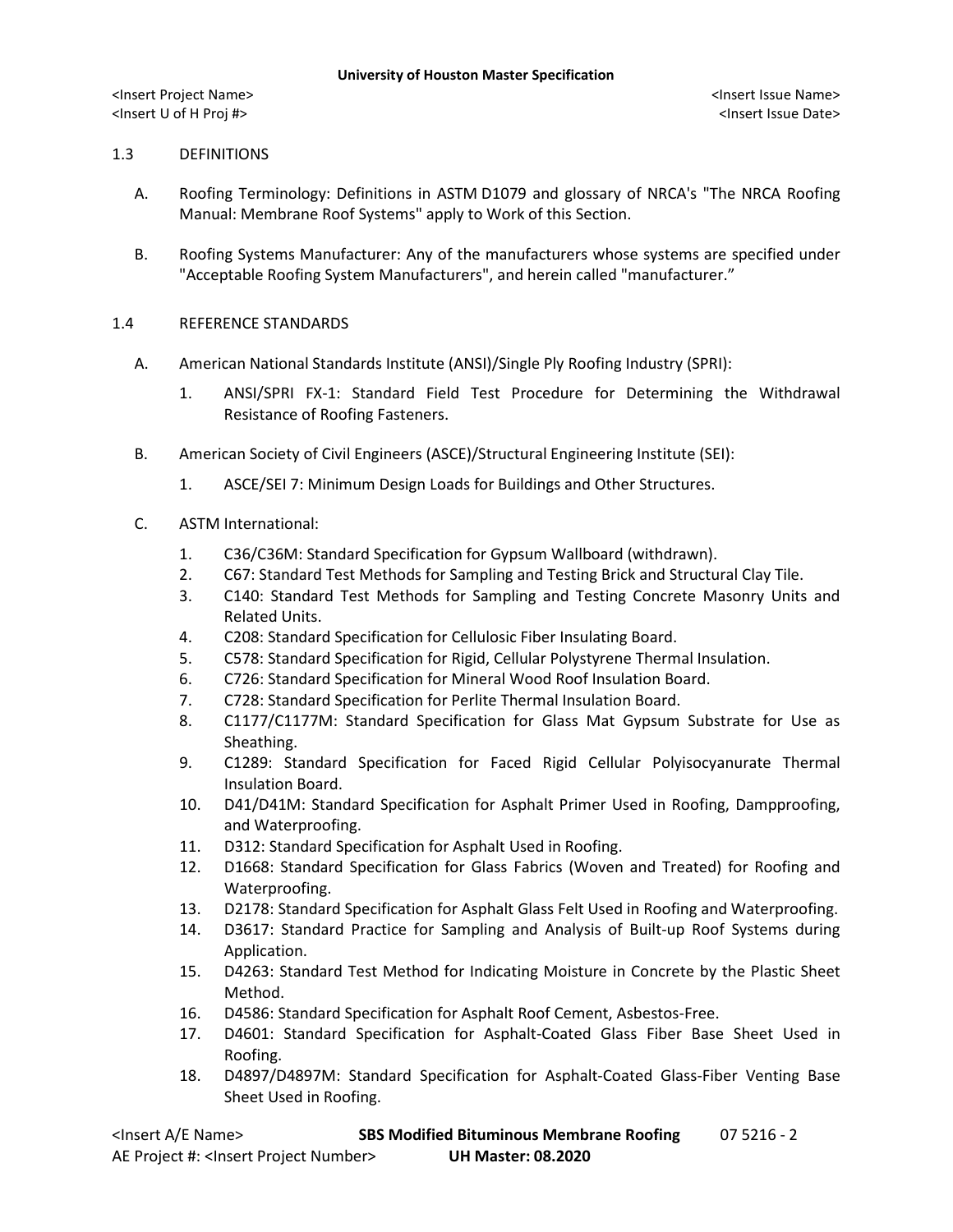## 1.3 DEFINITIONS

A. Roofing Terminology: Definitions in ASTM D1079 and glossary of NRCA's "The NRCA Roofing Manual: Membrane Roof Systems" apply to Work of this Section.

B. Roofing Systems Manufacturer: Any of the manufacturers whose systems are specified under "Acceptable Roofing System Manufacturers", and herein called "manufacturer."

## 1.4 REFERENCE STANDARDS

A. American National Standards Institute (ANSI)/Single Ply Roofing Industry (SPRI):

1. ANSI/SPRI FX-1: Standard Field Test Procedure for Determining the Withdrawal Resistance of Roofing Fasteners.

B. American Society of Civil Engineers (ASCE)/Structural Engineering Institute (SEI):

1. ASCE/SEI 7: Minimum Design Loads for Buildings and Other Structures.

C. ASTM International:

1. C36/C36M: Standard Specification for Gypsum Wallboard (withdrawn).
2. C67: Standard Test Methods for Sampling and Testing Brick and Structural Clay Tile.
3. C140: Standard Test Methods for Sampling and Testing Concrete Masonry Units and Related Units.
4. C208: Standard Specification for Cellulosic Fiber Insulating Board.
5. C578: Standard Specification for Rigid, Cellular Polystyrene Thermal Insulation.
6. C726: Standard Specification for Mineral Wood Roof Insulation Board.
7. C728: Standard Specification for Perlite Thermal Insulation Board.
8. C1177/C1177M: Standard Specification for Glass Mat Gypsum Substrate for Use as Sheathing.
9. C1289: Standard Specification for Faced Rigid Cellular Polyisocyanurate Thermal Insulation Board.
10. D41/D41M: Standard Specification for Asphalt Primer Used in Roofing, Dampproofing, and Waterproofing.
11. D312: Standard Specification for Asphalt Used in Roofing.
12. D1668: Standard Specification for Glass Fabrics (Woven and Treated) for Roofing and Waterproofing.
13. D2178: Standard Specification for Asphalt Glass Felt Used in Roofing and Waterproofing.
14. D3617: Standard Practice for Sampling and Analysis of Built-up Roof Systems during Application.
15. D4263: Standard Test Method for Indicating Moisture in Concrete by the Plastic Sheet Method.
16. D4586: Standard Specification for Asphalt Roof Cement, Asbestos-Free.
17. D4601: Standard Specification for Asphalt-Coated Glass Fiber Base Sheet Used in Roofing.
18. D4897/D4897M: Standard Specification for Asphalt-Coated Glass-Fiber Venting Base Sheet Used in Roofing.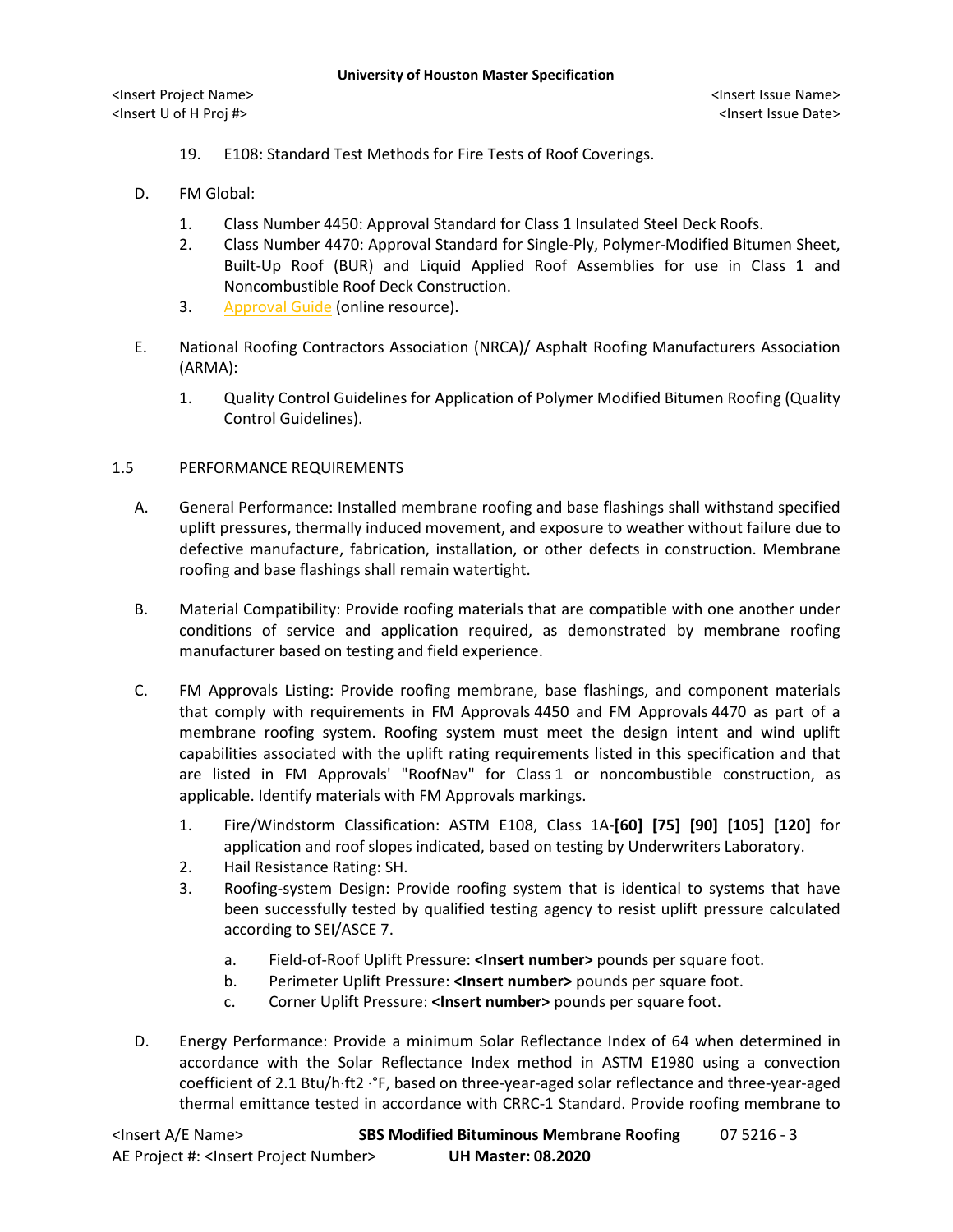19. E108: Standard Test Methods for Fire Tests of Roof Coverings.

D. FM Global:

1. Class Number 4450: Approval Standard for Class 1 Insulated Steel Deck Roofs.
2. Class Number 4470: Approval Standard for Single-Ply, Polymer-Modified Bitumen Sheet, Built-Up Roof (BUR) and Liquid Applied Roof Assemblies for use in Class 1 and Noncombustible Roof Deck Construction.
3. Approval Guide (online resource).

E. National Roofing Contractors Association (NRCA)/ Asphalt Roofing Manufacturers Association (ARMA):

1. Quality Control Guidelines for Application of Polymer Modified Bitumen Roofing (Quality Control Guidelines).

## 1.5 PERFORMANCE REQUIREMENTS

A. General Performance: Installed membrane roofing and base flashings shall withstand specified uplift pressures, thermally induced movement, and exposure to weather without failure due to defective manufacture, fabrication, installation, or other defects in construction. Membrane roofing and base flashings shall remain watertight.

B. Material Compatibility: Provide roofing materials that are compatible with one another under conditions of service and application required, as demonstrated by membrane roofing manufacturer based on testing and field experience.

C. FM Approvals Listing: Provide roofing membrane, base flashings, and component materials that comply with requirements in FM Approvals 4450 and FM Approvals 4470 as part of a membrane roofing system. Roofing system must meet the design intent and wind uplift capabilities associated with the uplift rating requirements listed in this specification and that are listed in FM Approvals' "RoofNav" for Class 1 or noncombustible construction, as applicable. Identify materials with FM Approvals markings.

1. Fire/Windstorm Classification: ASTM E108, Class 1A-**[60] [75] [90] [105] [120]** for application and roof slopes indicated, based on testing by Underwriters Laboratory.
2. Hail Resistance Rating: SH.
3. Roofing-system Design: Provide roofing system that is identical to systems that have been successfully tested by qualified testing agency to resist uplift pressure calculated according to SEI/ASCE 7.

   a. Field-of-Roof Uplift Pressure: **<Insert number>** pounds per square foot.
   b. Perimeter Uplift Pressure: **<Insert number>** pounds per square foot.
   c. Corner Uplift Pressure: **<Insert number>** pounds per square foot.

D. Energy Performance: Provide a minimum Solar Reflectance Index of 64 when determined in accordance with the Solar Reflectance Index method in ASTM E1980 using a convection coefficient of 2.1 Btu/h·ft2 ·°F, based on three-year-aged solar reflectance and three-year-aged thermal emittance tested in accordance with CRRC-1 Standard. Provide roofing membrane to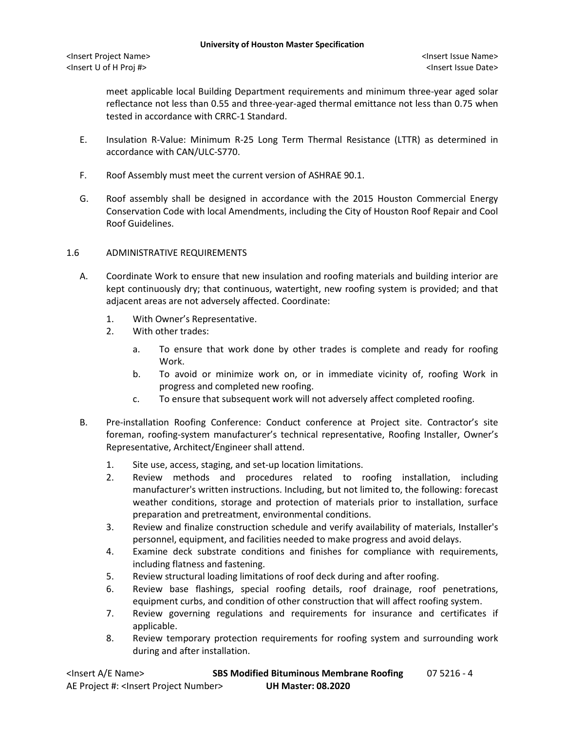meet applicable local Building Department requirements and minimum three-year aged solar reflectance not less than 0.55 and three-year-aged thermal emittance not less than 0.75 when tested in accordance with CRRC-1 Standard.

E. Insulation R-Value: Minimum R-25 Long Term Thermal Resistance (LTTR) as determined in accordance with CAN/ULC-S770.

F. Roof Assembly must meet the current version of ASHRAE 90.1.

G. Roof assembly shall be designed in accordance with the 2015 Houston Commercial Energy Conservation Code with local Amendments, including the City of Houston Roof Repair and Cool Roof Guidelines.

## 1.6 ADMINISTRATIVE REQUIREMENTS

A. Coordinate Work to ensure that new insulation and roofing materials and building interior are kept continuously dry; that continuous, watertight, new roofing system is provided; and that adjacent areas are not adversely affected. Coordinate:

1. With Owner's Representative.
2. With other trades:
   a. To ensure that work done by other trades is complete and ready for roofing Work.
   b. To avoid or minimize work on, or in immediate vicinity of, roofing Work in progress and completed new roofing.
   c. To ensure that subsequent work will not adversely affect completed roofing.

B. Pre-installation Roofing Conference: Conduct conference at Project site. Contractor's site foreman, roofing-system manufacturer's technical representative, Roofing Installer, Owner's Representative, Architect/Engineer shall attend.

1. Site use, access, staging, and set-up location limitations.
2. Review methods and procedures related to roofing installation, including manufacturer's written instructions. Including, but not limited to, the following: forecast weather conditions, storage and protection of materials prior to installation, surface preparation and pretreatment, environmental conditions.
3. Review and finalize construction schedule and verify availability of materials, Installer's personnel, equipment, and facilities needed to make progress and avoid delays.
4. Examine deck substrate conditions and finishes for compliance with requirements, including flatness and fastening.
5. Review structural loading limitations of roof deck during and after roofing.
6. Review base flashings, special roofing details, roof drainage, roof penetrations, equipment curbs, and condition of other construction that will affect roofing system.
7. Review governing regulations and requirements for insurance and certificates if applicable.
8. Review temporary protection requirements for roofing system and surrounding work during and after installation.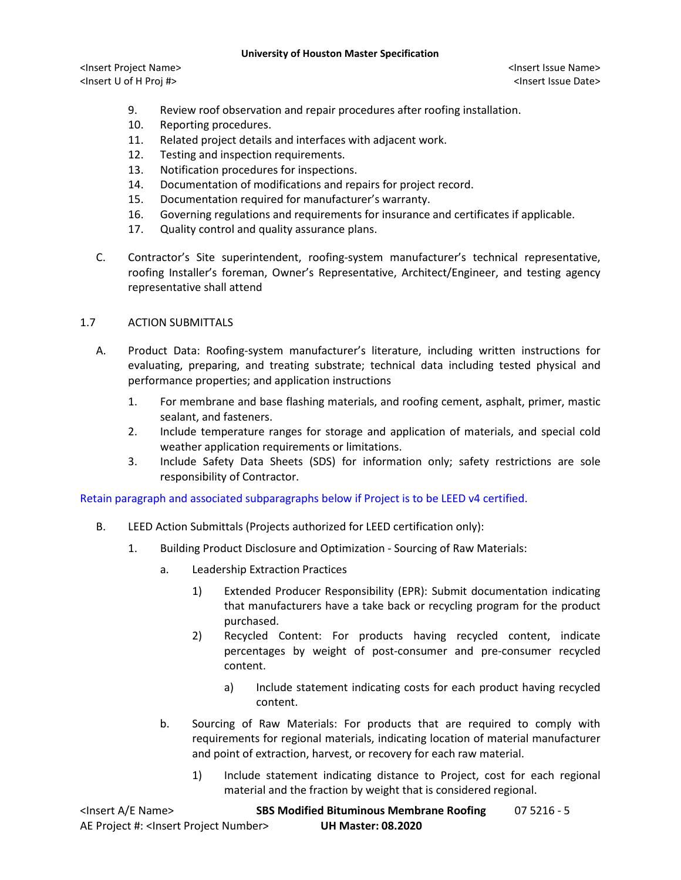9. Review roof observation and repair procedures after roofing installation.
10. Reporting procedures.
11. Related project details and interfaces with adjacent work.
12. Testing and inspection requirements.
13. Notification procedures for inspections.
14. Documentation of modifications and repairs for project record.
15. Documentation required for manufacturer's warranty.
16. Governing regulations and requirements for insurance and certificates if applicable.
17. Quality control and quality assurance plans.

C. Contractor's Site superintendent, roofing-system manufacturer's technical representative, roofing Installer's foreman, Owner's Representative, Architect/Engineer, and testing agency representative shall attend

## 1.7 ACTION SUBMITTALS

A. Product Data: Roofing-system manufacturer's literature, including written instructions for evaluating, preparing, and treating substrate; technical data including tested physical and performance properties; and application instructions

1. For membrane and base flashing materials, and roofing cement, asphalt, primer, mastic sealant, and fasteners.
2. Include temperature ranges for storage and application of materials, and special cold weather application requirements or limitations.
3. Include Safety Data Sheets (SDS) for information only; safety restrictions are sole responsibility of Contractor.

Retain paragraph and associated subparagraphs below if Project is to be LEED v4 certified.

B. LEED Action Submittals (Projects authorized for LEED certification only):

1. Building Product Disclosure and Optimization - Sourcing of Raw Materials:

   a. Leadership Extraction Practices

      1) Extended Producer Responsibility (EPR): Submit documentation indicating that manufacturers have a take back or recycling program for the product purchased.
      2) Recycled Content: For products having recycled content, indicate percentages by weight of post-consumer and pre-consumer recycled content.

         a) Include statement indicating costs for each product having recycled content.

   b. Sourcing of Raw Materials: For products that are required to comply with requirements for regional materials, indicating location of material manufacturer and point of extraction, harvest, or recovery for each raw material.

      1) Include statement indicating distance to Project, cost for each regional material and the fraction by weight that is considered regional.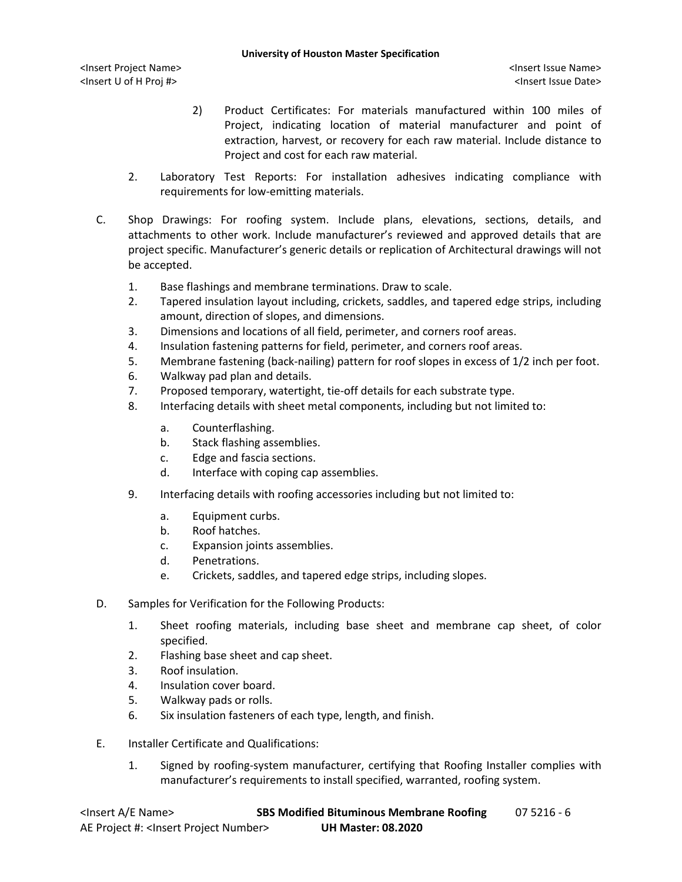2) Product Certificates: For materials manufactured within 100 miles of Project, indicating location of material manufacturer and point of extraction, harvest, or recovery for each raw material. Include distance to Project and cost for each raw material.

2. Laboratory Test Reports: For installation adhesives indicating compliance with requirements for low-emitting materials.

C. Shop Drawings: For roofing system. Include plans, elevations, sections, details, and attachments to other work. Include manufacturer's reviewed and approved details that are project specific. Manufacturer's generic details or replication of Architectural drawings will not be accepted.

1. Base flashings and membrane terminations. Draw to scale.
2. Tapered insulation layout including, crickets, saddles, and tapered edge strips, including amount, direction of slopes, and dimensions.
3. Dimensions and locations of all field, perimeter, and corners roof areas.
4. Insulation fastening patterns for field, perimeter, and corners roof areas.
5. Membrane fastening (back-nailing) pattern for roof slopes in excess of 1/2 inch per foot.
6. Walkway pad plan and details.
7. Proposed temporary, watertight, tie-off details for each substrate type.
8. Interfacing details with sheet metal components, including but not limited to:
   a. Counterflashing.
   b. Stack flashing assemblies.
   c. Edge and fascia sections.
   d. Interface with coping cap assemblies.
9. Interfacing details with roofing accessories including but not limited to:
   a. Equipment curbs.
   b. Roof hatches.
   c. Expansion joints assemblies.
   d. Penetrations.
   e. Crickets, saddles, and tapered edge strips, including slopes.

D. Samples for Verification for the Following Products:

1. Sheet roofing materials, including base sheet and membrane cap sheet, of color specified.
2. Flashing base sheet and cap sheet.
3. Roof insulation.
4. Insulation cover board.
5. Walkway pads or rolls.
6. Six insulation fasteners of each type, length, and finish.

E. Installer Certificate and Qualifications:

1. Signed by roofing-system manufacturer, certifying that Roofing Installer complies with manufacturer's requirements to install specified, warranted, roofing system.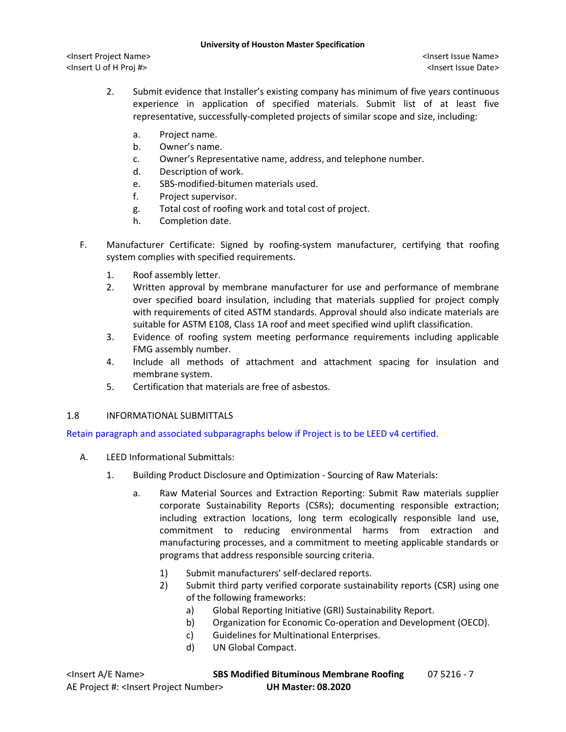2. Submit evidence that Installer's existing company has minimum of five years continuous experience in application of specified materials. Submit list of at least five representative, successfully-completed projects of similar scope and size, including:

   a. Project name.
   b. Owner's name.
   c. Owner's Representative name, address, and telephone number.
   d. Description of work.
   e. SBS-modified-bitumen materials used.
   f. Project supervisor.
   g. Total cost of roofing work and total cost of project.
   h. Completion date.

F. Manufacturer Certificate: Signed by roofing-system manufacturer, certifying that roofing system complies with specified requirements.

1. Roof assembly letter.
2. Written approval by membrane manufacturer for use and performance of membrane over specified board insulation, including that materials supplied for project comply with requirements of cited ASTM standards. Approval should also indicate materials are suitable for ASTM E108, Class 1A roof and meet specified wind uplift classification.
3. Evidence of roofing system meeting performance requirements including applicable FMG assembly number.
4. Include all methods of attachment and attachment spacing for insulation and membrane system.
5. Certification that materials are free of asbestos.

## 1.8 INFORMATIONAL SUBMITTALS

Retain paragraph and associated subparagraphs below if Project is to be LEED v4 certified.

A. LEED Informational Submittals:

1. Building Product Disclosure and Optimization - Sourcing of Raw Materials:

   a. Raw Material Sources and Extraction Reporting: Submit Raw materials supplier corporate Sustainability Reports (CSRs); documenting responsible extraction; including extraction locations, long term ecologically responsible land use, commitment to reducing environmental harms from extraction and manufacturing processes, and a commitment to meeting applicable standards or programs that address responsible sourcing criteria.

      1) Submit manufacturers' self-declared reports.
      2) Submit third party verified corporate sustainability reports (CSR) using one of the following frameworks:
         a) Global Reporting Initiative (GRI) Sustainability Report.
         b) Organization for Economic Co-operation and Development (OECD).
         c) Guidelines for Multinational Enterprises.
         d) UN Global Compact.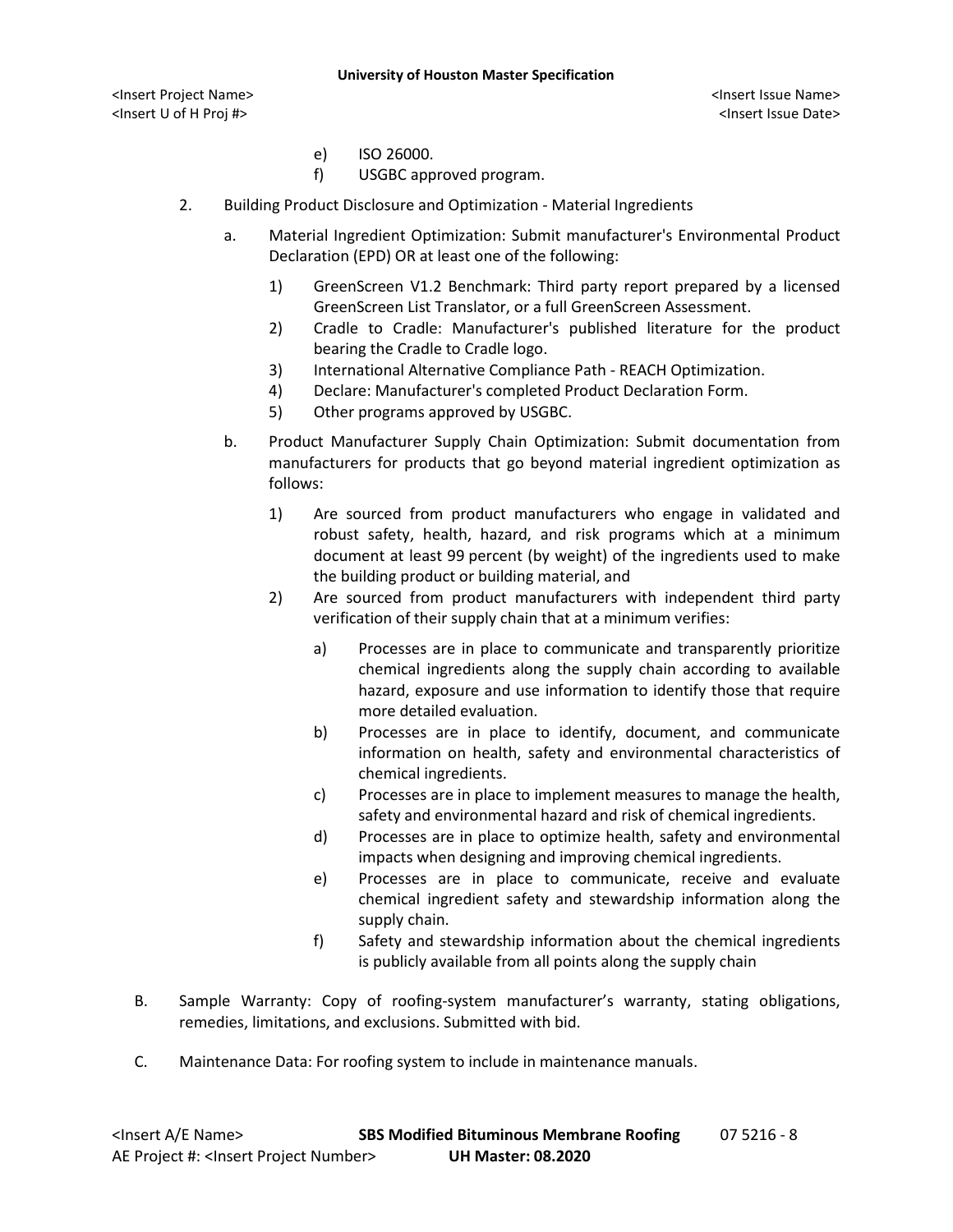e) ISO 26000.

f) USGBC approved program.

2. Building Product Disclosure and Optimization - Material Ingredients

   a. Material Ingredient Optimization: Submit manufacturer's Environmental Product Declaration (EPD) OR at least one of the following:

      1) GreenScreen V1.2 Benchmark: Third party report prepared by a licensed GreenScreen List Translator, or a full GreenScreen Assessment.
      2) Cradle to Cradle: Manufacturer's published literature for the product bearing the Cradle to Cradle logo.
      3) International Alternative Compliance Path - REACH Optimization.
      4) Declare: Manufacturer's completed Product Declaration Form.
      5) Other programs approved by USGBC.

   b. Product Manufacturer Supply Chain Optimization: Submit documentation from manufacturers for products that go beyond material ingredient optimization as follows:

      1) Are sourced from product manufacturers who engage in validated and robust safety, health, hazard, and risk programs which at a minimum document at least 99 percent (by weight) of the ingredients used to make the building product or building material, and
      2) Are sourced from product manufacturers with independent third party verification of their supply chain that at a minimum verifies:

         a) Processes are in place to communicate and transparently prioritize chemical ingredients along the supply chain according to available hazard, exposure and use information to identify those that require more detailed evaluation.
         b) Processes are in place to identify, document, and communicate information on health, safety and environmental characteristics of chemical ingredients.
         c) Processes are in place to implement measures to manage the health, safety and environmental hazard and risk of chemical ingredients.
         d) Processes are in place to optimize health, safety and environmental impacts when designing and improving chemical ingredients.
         e) Processes are in place to communicate, receive and evaluate chemical ingredient safety and stewardship information along the supply chain.
         f) Safety and stewardship information about the chemical ingredients is publicly available from all points along the supply chain

B. Sample Warranty: Copy of roofing-system manufacturer's warranty, stating obligations, remedies, limitations, and exclusions. Submitted with bid.

C. Maintenance Data: For roofing system to include in maintenance manuals.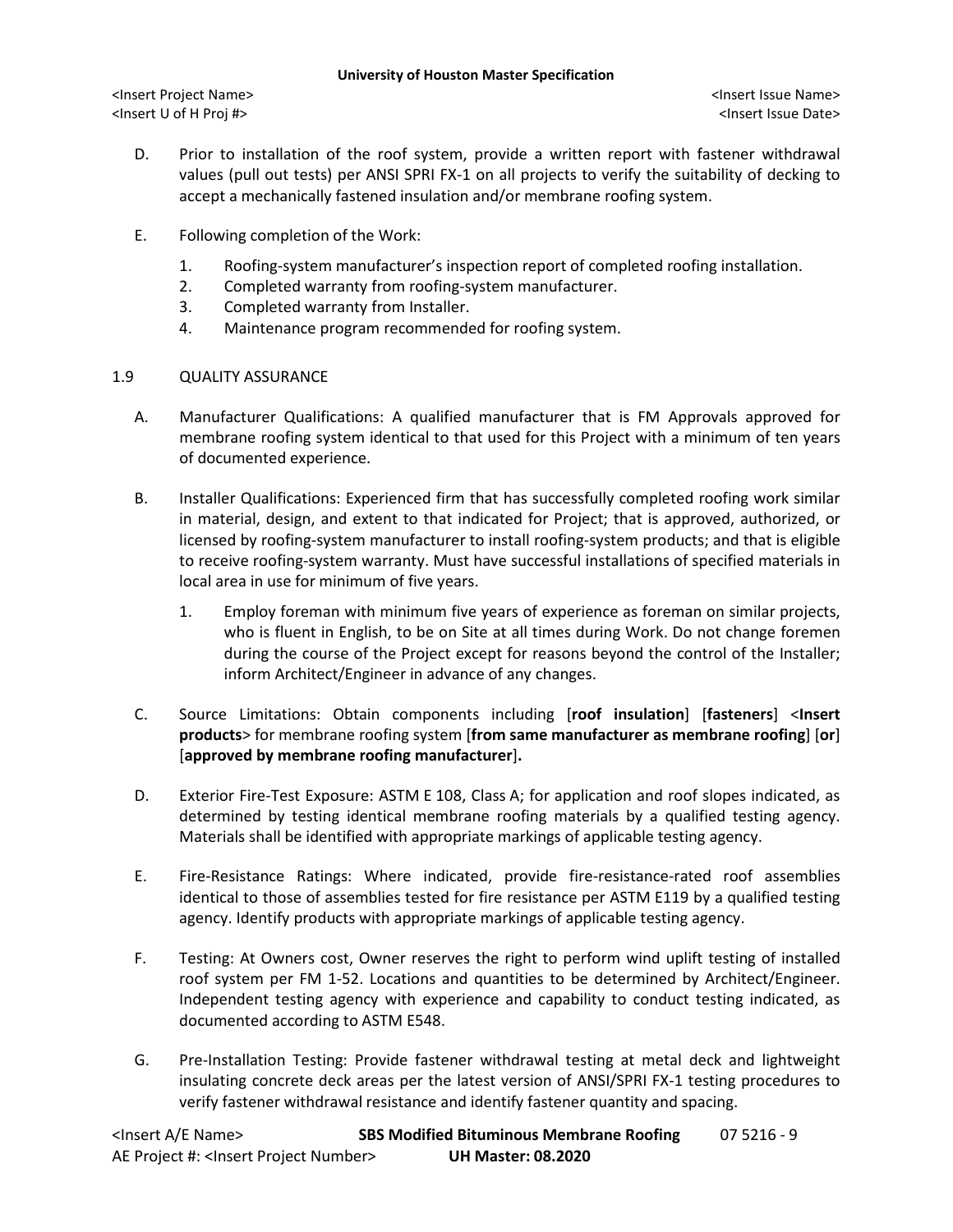D. Prior to installation of the roof system, provide a written report with fastener withdrawal values (pull out tests) per ANSI SPRI FX-1 on all projects to verify the suitability of decking to accept a mechanically fastened insulation and/or membrane roofing system.

E. Following completion of the Work:

1. Roofing-system manufacturer's inspection report of completed roofing installation.
2. Completed warranty from roofing-system manufacturer.
3. Completed warranty from Installer.
4. Maintenance program recommended for roofing system.

## 1.9 QUALITY ASSURANCE

A. Manufacturer Qualifications: A qualified manufacturer that is FM Approvals approved for membrane roofing system identical to that used for this Project with a minimum of ten years of documented experience.

B. Installer Qualifications: Experienced firm that has successfully completed roofing work similar in material, design, and extent to that indicated for Project; that is approved, authorized, or licensed by roofing-system manufacturer to install roofing-system products; and that is eligible to receive roofing-system warranty. Must have successful installations of specified materials in local area in use for minimum of five years.

1. Employ foreman with minimum five years of experience as foreman on similar projects, who is fluent in English, to be on Site at all times during Work. Do not change foremen during the course of the Project except for reasons beyond the control of the Installer; inform Architect/Engineer in advance of any changes.

C. Source Limitations: Obtain components including [**roof insulation**] [**fasteners**] <**Insert products**> for membrane roofing system [**from same manufacturer as membrane roofing**] [**or**] [**approved by membrane roofing manufacturer**]**.**

D. Exterior Fire-Test Exposure: ASTM E 108, Class A; for application and roof slopes indicated, as determined by testing identical membrane roofing materials by a qualified testing agency. Materials shall be identified with appropriate markings of applicable testing agency.

E. Fire-Resistance Ratings: Where indicated, provide fire-resistance-rated roof assemblies identical to those of assemblies tested for fire resistance per ASTM E119 by a qualified testing agency. Identify products with appropriate markings of applicable testing agency.

F. Testing: At Owners cost, Owner reserves the right to perform wind uplift testing of installed roof system per FM 1-52. Locations and quantities to be determined by Architect/Engineer. Independent testing agency with experience and capability to conduct testing indicated, as documented according to ASTM E548.

G. Pre-Installation Testing: Provide fastener withdrawal testing at metal deck and lightweight insulating concrete deck areas per the latest version of ANSI/SPRI FX-1 testing procedures to verify fastener withdrawal resistance and identify fastener quantity and spacing.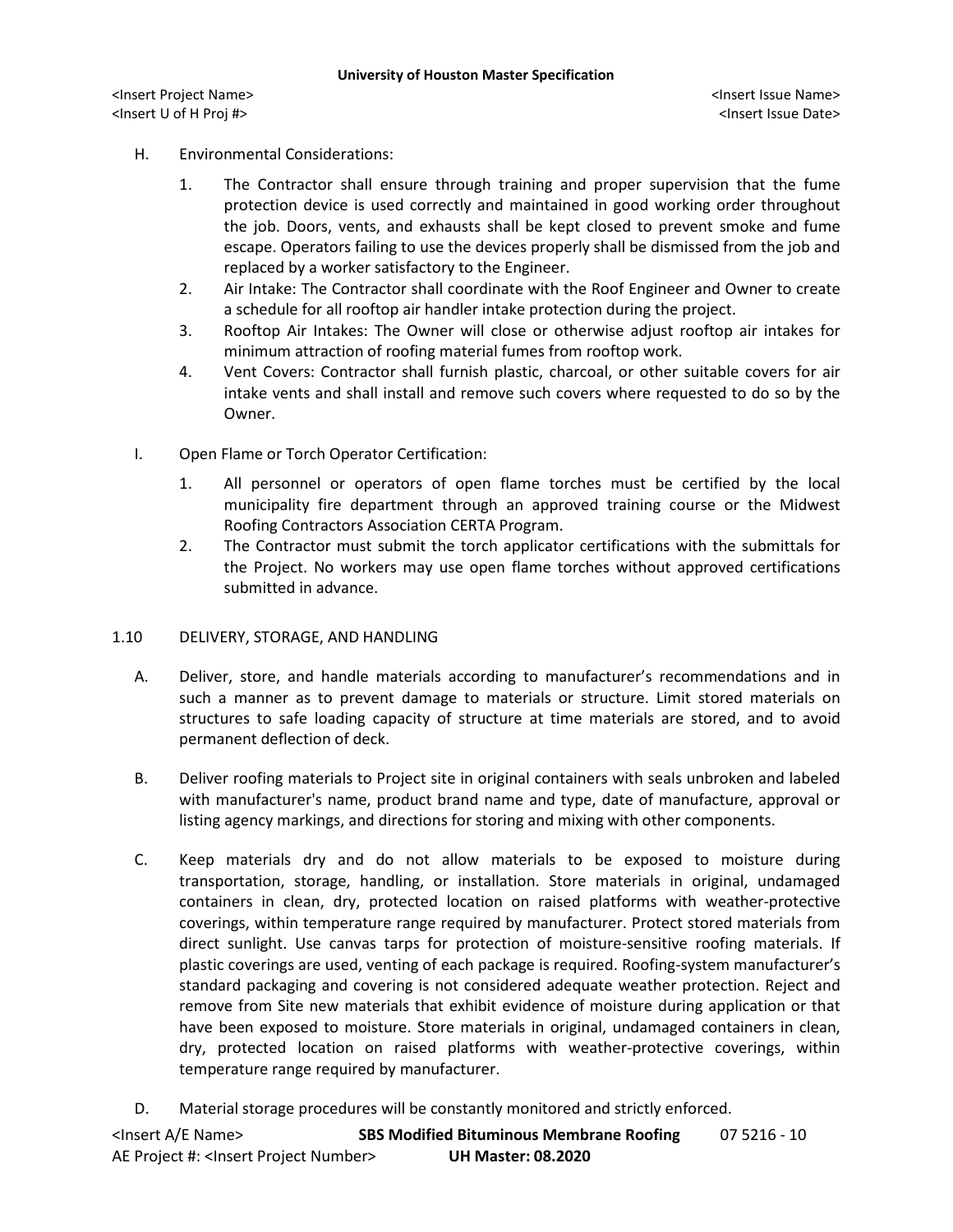H. Environmental Considerations:

1. The Contractor shall ensure through training and proper supervision that the fume protection device is used correctly and maintained in good working order throughout the job. Doors, vents, and exhausts shall be kept closed to prevent smoke and fume escape. Operators failing to use the devices properly shall be dismissed from the job and replaced by a worker satisfactory to the Engineer.
2. Air Intake: The Contractor shall coordinate with the Roof Engineer and Owner to create a schedule for all rooftop air handler intake protection during the project.
3. Rooftop Air Intakes: The Owner will close or otherwise adjust rooftop air intakes for minimum attraction of roofing material fumes from rooftop work.
4. Vent Covers: Contractor shall furnish plastic, charcoal, or other suitable covers for air intake vents and shall install and remove such covers where requested to do so by the Owner.

I. Open Flame or Torch Operator Certification:

1. All personnel or operators of open flame torches must be certified by the local municipality fire department through an approved training course or the Midwest Roofing Contractors Association CERTA Program.
2. The Contractor must submit the torch applicator certifications with the submittals for the Project. No workers may use open flame torches without approved certifications submitted in advance.

## 1.10 DELIVERY, STORAGE, AND HANDLING

A. Deliver, store, and handle materials according to manufacturer's recommendations and in such a manner as to prevent damage to materials or structure. Limit stored materials on structures to safe loading capacity of structure at time materials are stored, and to avoid permanent deflection of deck.

B. Deliver roofing materials to Project site in original containers with seals unbroken and labeled with manufacturer's name, product brand name and type, date of manufacture, approval or listing agency markings, and directions for storing and mixing with other components.

C. Keep materials dry and do not allow materials to be exposed to moisture during transportation, storage, handling, or installation. Store materials in original, undamaged containers in clean, dry, protected location on raised platforms with weather-protective coverings, within temperature range required by manufacturer. Protect stored materials from direct sunlight. Use canvas tarps for protection of moisture-sensitive roofing materials. If plastic coverings are used, venting of each package is required. Roofing-system manufacturer's standard packaging and covering is not considered adequate weather protection. Reject and remove from Site new materials that exhibit evidence of moisture during application or that have been exposed to moisture. Store materials in original, undamaged containers in clean, dry, protected location on raised platforms with weather-protective coverings, within temperature range required by manufacturer.

D. Material storage procedures will be constantly monitored and strictly enforced.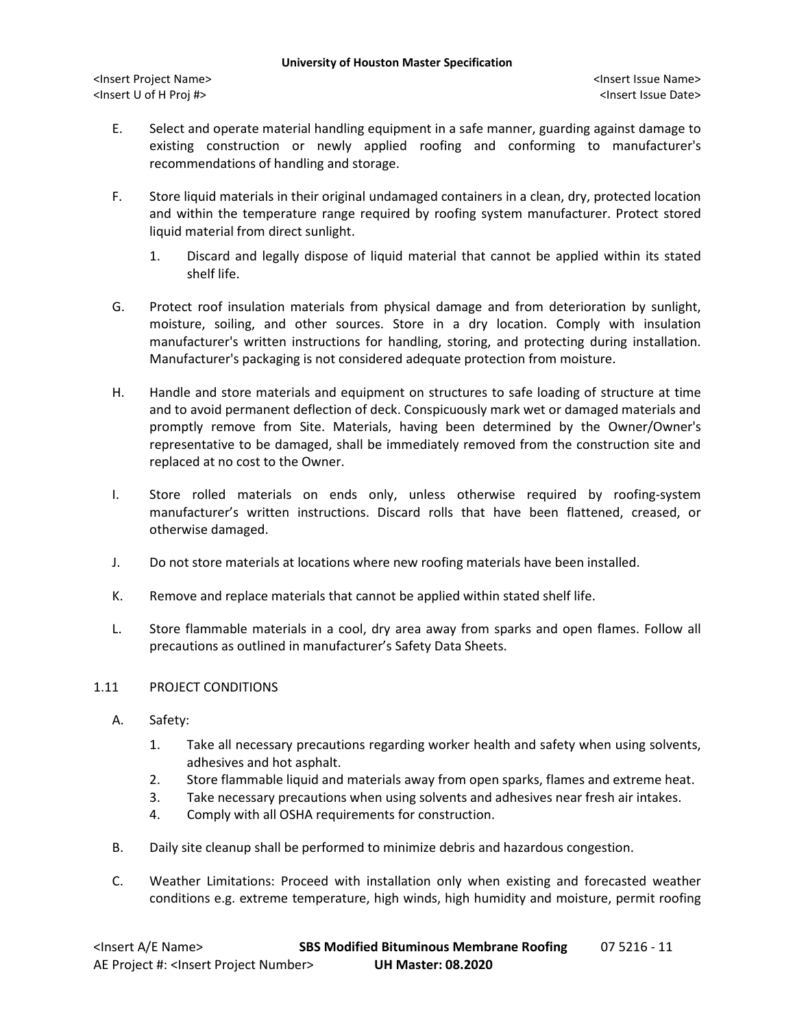E. Select and operate material handling equipment in a safe manner, guarding against damage to existing construction or newly applied roofing and conforming to manufacturer's recommendations of handling and storage.

F. Store liquid materials in their original undamaged containers in a clean, dry, protected location and within the temperature range required by roofing system manufacturer. Protect stored liquid material from direct sunlight.

   1. Discard and legally dispose of liquid material that cannot be applied within its stated shelf life.

G. Protect roof insulation materials from physical damage and from deterioration by sunlight, moisture, soiling, and other sources. Store in a dry location. Comply with insulation manufacturer's written instructions for handling, storing, and protecting during installation. Manufacturer's packaging is not considered adequate protection from moisture.

H. Handle and store materials and equipment on structures to safe loading of structure at time and to avoid permanent deflection of deck. Conspicuously mark wet or damaged materials and promptly remove from Site. Materials, having been determined by the Owner/Owner's representative to be damaged, shall be immediately removed from the construction site and replaced at no cost to the Owner.

I. Store rolled materials on ends only, unless otherwise required by roofing-system manufacturer's written instructions. Discard rolls that have been flattened, creased, or otherwise damaged.

J. Do not store materials at locations where new roofing materials have been installed.

K. Remove and replace materials that cannot be applied within stated shelf life.

L. Store flammable materials in a cool, dry area away from sparks and open flames. Follow all precautions as outlined in manufacturer's Safety Data Sheets.

## 1.11 PROJECT CONDITIONS

A. Safety:

   1. Take all necessary precautions regarding worker health and safety when using solvents, adhesives and hot asphalt.
   2. Store flammable liquid and materials away from open sparks, flames and extreme heat.
   3. Take necessary precautions when using solvents and adhesives near fresh air intakes.
   4. Comply with all OSHA requirements for construction.

B. Daily site cleanup shall be performed to minimize debris and hazardous congestion.

C. Weather Limitations: Proceed with installation only when existing and forecasted weather conditions e.g. extreme temperature, high winds, high humidity and moisture, permit roofing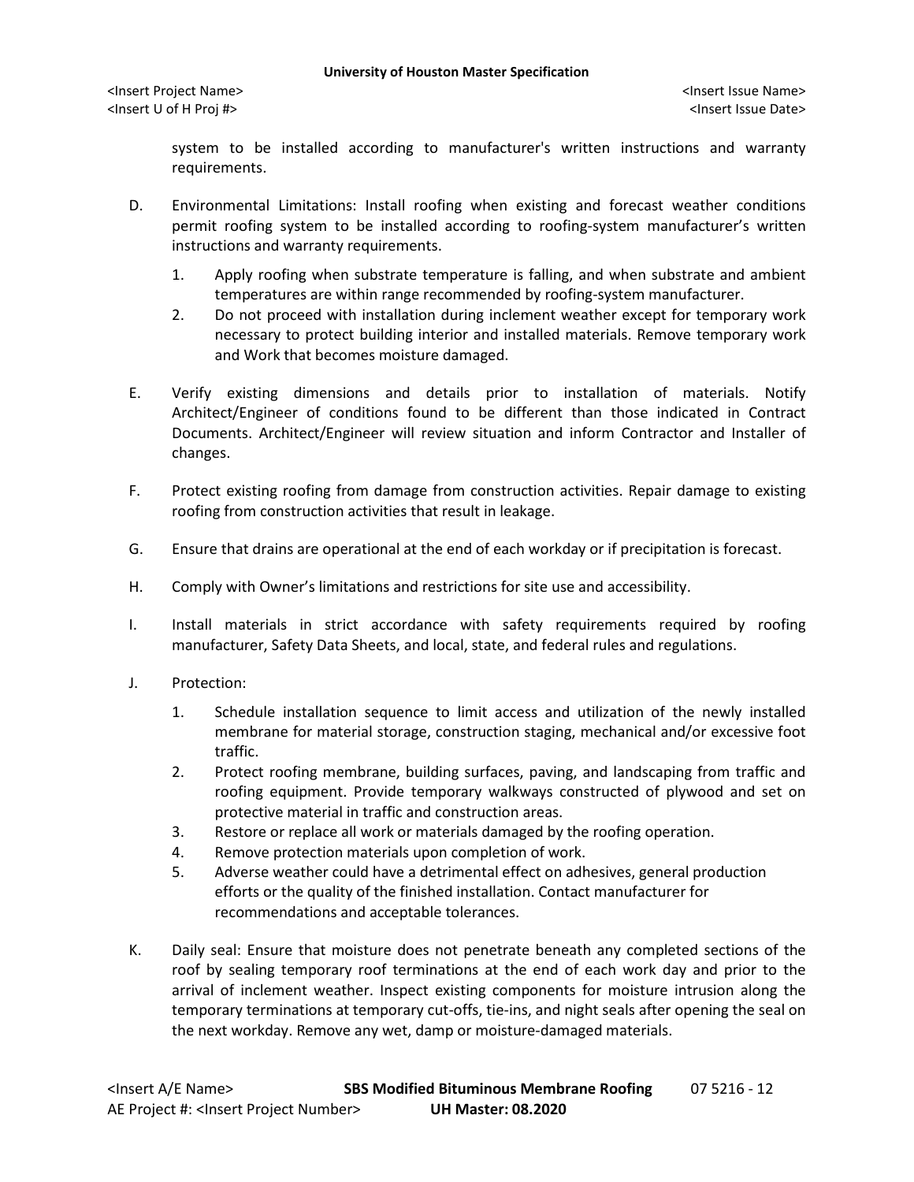system to be installed according to manufacturer's written instructions and warranty requirements.

D. Environmental Limitations: Install roofing when existing and forecast weather conditions permit roofing system to be installed according to roofing-system manufacturer's written instructions and warranty requirements.

   1. Apply roofing when substrate temperature is falling, and when substrate and ambient temperatures are within range recommended by roofing-system manufacturer.
   2. Do not proceed with installation during inclement weather except for temporary work necessary to protect building interior and installed materials. Remove temporary work and Work that becomes moisture damaged.

E. Verify existing dimensions and details prior to installation of materials. Notify Architect/Engineer of conditions found to be different than those indicated in Contract Documents. Architect/Engineer will review situation and inform Contractor and Installer of changes.

F. Protect existing roofing from damage from construction activities. Repair damage to existing roofing from construction activities that result in leakage.

G. Ensure that drains are operational at the end of each workday or if precipitation is forecast.

H. Comply with Owner's limitations and restrictions for site use and accessibility.

I. Install materials in strict accordance with safety requirements required by roofing manufacturer, Safety Data Sheets, and local, state, and federal rules and regulations.

J. Protection:

   1. Schedule installation sequence to limit access and utilization of the newly installed membrane for material storage, construction staging, mechanical and/or excessive foot traffic.
   2. Protect roofing membrane, building surfaces, paving, and landscaping from traffic and roofing equipment. Provide temporary walkways constructed of plywood and set on protective material in traffic and construction areas.
   3. Restore or replace all work or materials damaged by the roofing operation.
   4. Remove protection materials upon completion of work.
   5. Adverse weather could have a detrimental effect on adhesives, general production efforts or the quality of the finished installation. Contact manufacturer for recommendations and acceptable tolerances.

K. Daily seal: Ensure that moisture does not penetrate beneath any completed sections of the roof by sealing temporary roof terminations at the end of each work day and prior to the arrival of inclement weather. Inspect existing components for moisture intrusion along the temporary terminations at temporary cut-offs, tie-ins, and night seals after opening the seal on the next workday. Remove any wet, damp or moisture-damaged materials.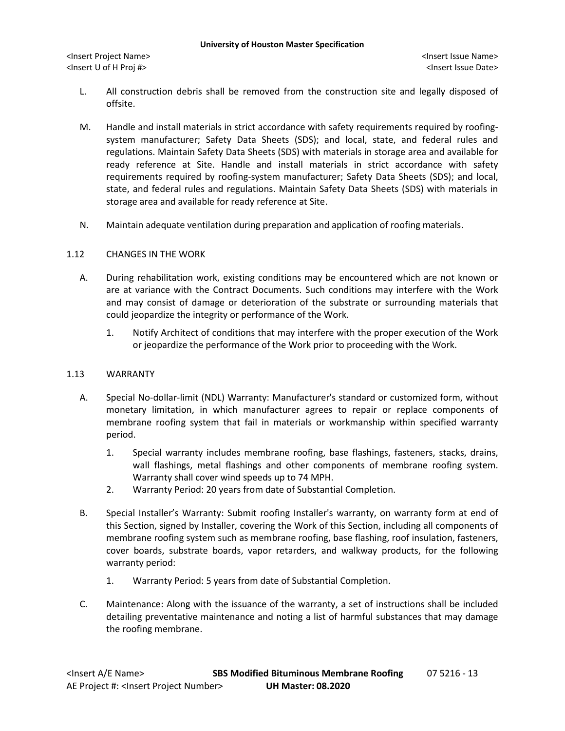L. All construction debris shall be removed from the construction site and legally disposed of offsite.

M. Handle and install materials in strict accordance with safety requirements required by roofing-system manufacturer; Safety Data Sheets (SDS); and local, state, and federal rules and regulations. Maintain Safety Data Sheets (SDS) with materials in storage area and available for ready reference at Site. Handle and install materials in strict accordance with safety requirements required by roofing-system manufacturer; Safety Data Sheets (SDS); and local, state, and federal rules and regulations. Maintain Safety Data Sheets (SDS) with materials in storage area and available for ready reference at Site.

N. Maintain adequate ventilation during preparation and application of roofing materials.

## 1.12 CHANGES IN THE WORK

A. During rehabilitation work, existing conditions may be encountered which are not known or are at variance with the Contract Documents. Such conditions may interfere with the Work and may consist of damage or deterioration of the substrate or surrounding materials that could jeopardize the integrity or performance of the Work.

1. Notify Architect of conditions that may interfere with the proper execution of the Work or jeopardize the performance of the Work prior to proceeding with the Work.

## 1.13 WARRANTY

A. Special No-dollar-limit (NDL) Warranty: Manufacturer's standard or customized form, without monetary limitation, in which manufacturer agrees to repair or replace components of membrane roofing system that fail in materials or workmanship within specified warranty period.

1. Special warranty includes membrane roofing, base flashings, fasteners, stacks, drains, wall flashings, metal flashings and other components of membrane roofing system. Warranty shall cover wind speeds up to 74 MPH.
2. Warranty Period: 20 years from date of Substantial Completion.

B. Special Installer's Warranty: Submit roofing Installer's warranty, on warranty form at end of this Section, signed by Installer, covering the Work of this Section, including all components of membrane roofing system such as membrane roofing, base flashing, roof insulation, fasteners, cover boards, substrate boards, vapor retarders, and walkway products, for the following warranty period:

1. Warranty Period: 5 years from date of Substantial Completion.

C. Maintenance: Along with the issuance of the warranty, a set of instructions shall be included detailing preventative maintenance and noting a list of harmful substances that may damage the roofing membrane.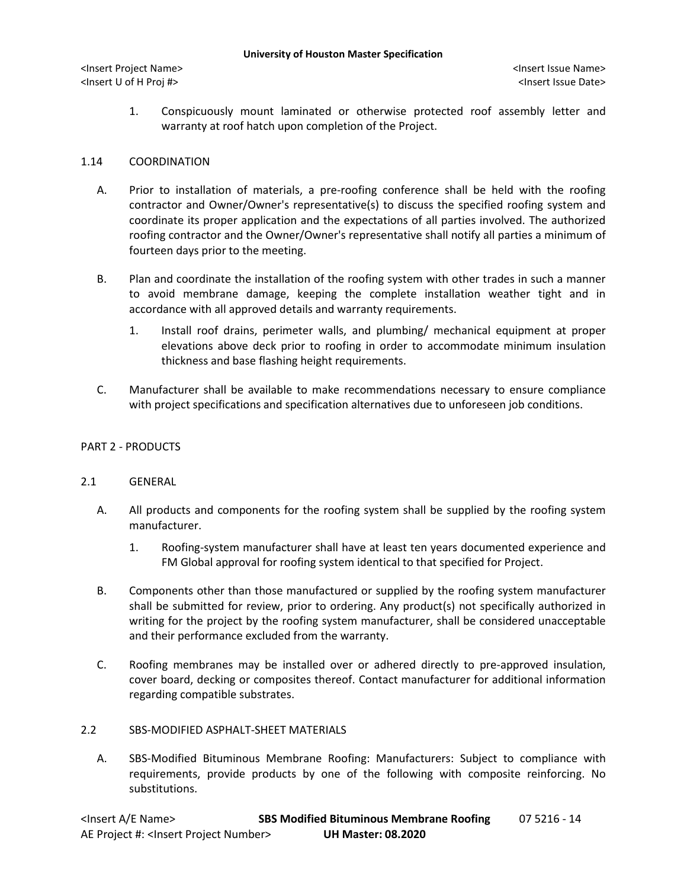1. Conspicuously mount laminated or otherwise protected roof assembly letter and warranty at roof hatch upon completion of the Project.

## 1.14 COORDINATION

A. Prior to installation of materials, a pre-roofing conference shall be held with the roofing contractor and Owner/Owner's representative(s) to discuss the specified roofing system and coordinate its proper application and the expectations of all parties involved. The authorized roofing contractor and the Owner/Owner's representative shall notify all parties a minimum of fourteen days prior to the meeting.

B. Plan and coordinate the installation of the roofing system with other trades in such a manner to avoid membrane damage, keeping the complete installation weather tight and in accordance with all approved details and warranty requirements.

   1. Install roof drains, perimeter walls, and plumbing/ mechanical equipment at proper elevations above deck prior to roofing in order to accommodate minimum insulation thickness and base flashing height requirements.

C. Manufacturer shall be available to make recommendations necessary to ensure compliance with project specifications and specification alternatives due to unforeseen job conditions.

# PART 2 - PRODUCTS

## 2.1 GENERAL

A. All products and components for the roofing system shall be supplied by the roofing system manufacturer.

   1. Roofing-system manufacturer shall have at least ten years documented experience and FM Global approval for roofing system identical to that specified for Project.

B. Components other than those manufactured or supplied by the roofing system manufacturer shall be submitted for review, prior to ordering. Any product(s) not specifically authorized in writing for the project by the roofing system manufacturer, shall be considered unacceptable and their performance excluded from the warranty.

C. Roofing membranes may be installed over or adhered directly to pre-approved insulation, cover board, decking or composites thereof. Contact manufacturer for additional information regarding compatible substrates.

## 2.2 SBS-MODIFIED ASPHALT-SHEET MATERIALS

A. SBS-Modified Bituminous Membrane Roofing: Manufacturers: Subject to compliance with requirements, provide products by one of the following with composite reinforcing. No substitutions.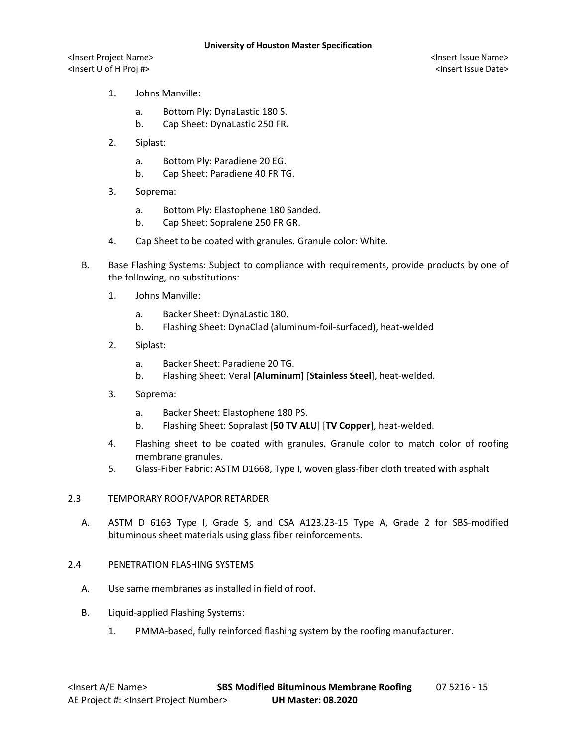1. Johns Manville:
    a. Bottom Ply: DynaLastic 180 S.
    b. Cap Sheet: DynaLastic 250 FR.
2. Siplast:
    a. Bottom Ply: Paradiene 20 EG.
    b. Cap Sheet: Paradiene 40 FR TG.
3. Soprema:
    a. Bottom Ply: Elastophene 180 Sanded.
    b. Cap Sheet: Sopralene 250 FR GR.
4. Cap Sheet to be coated with granules. Granule color: White.

B. Base Flashing Systems: Subject to compliance with requirements, provide products by one of the following, no substitutions:

1. Johns Manville:
    a. Backer Sheet: DynaLastic 180.
    b. Flashing Sheet: DynaClad (aluminum-foil-surfaced), heat-welded
2. Siplast:
    a. Backer Sheet: Paradiene 20 TG.
    b. Flashing Sheet: Veral [**Aluminum**] [**Stainless Steel**], heat-welded.
3. Soprema:
    a. Backer Sheet: Elastophene 180 PS.
    b. Flashing Sheet: Sopralast [**50 TV ALU**] [**TV Copper**], heat-welded.
4. Flashing sheet to be coated with granules. Granule color to match color of roofing membrane granules.
5. Glass-Fiber Fabric: ASTM D1668, Type I, woven glass-fiber cloth treated with asphalt

## 2.3 TEMPORARY ROOF/VAPOR RETARDER

A. ASTM D 6163 Type I, Grade S, and CSA A123.23-15 Type A, Grade 2 for SBS-modified bituminous sheet materials using glass fiber reinforcements.

## 2.4 PENETRATION FLASHING SYSTEMS

A. Use same membranes as installed in field of roof.

B. Liquid-applied Flashing Systems:

1. PMMA-based, fully reinforced flashing system by the roofing manufacturer.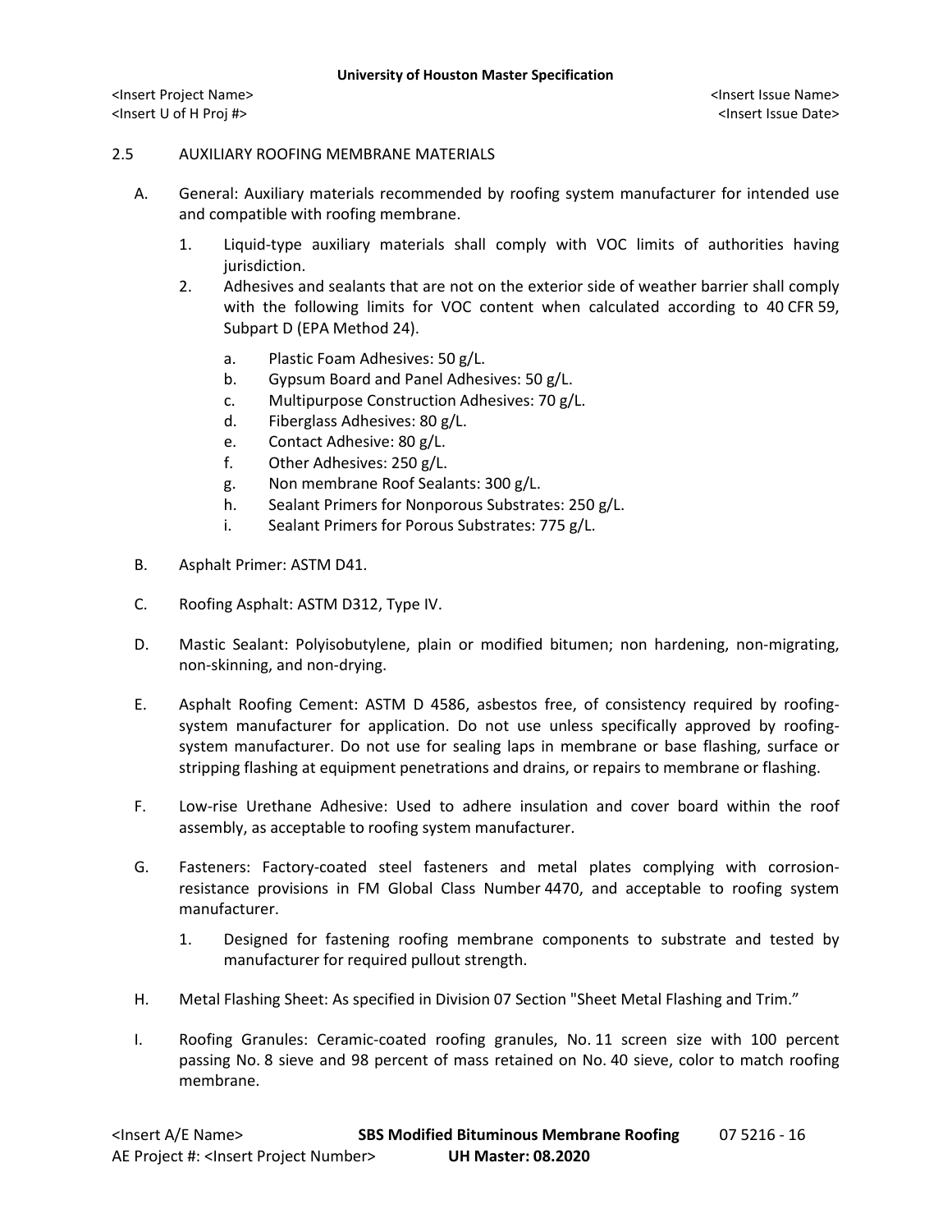## 2.5 AUXILIARY ROOFING MEMBRANE MATERIALS

A. General: Auxiliary materials recommended by roofing system manufacturer for intended use and compatible with roofing membrane.

1. Liquid-type auxiliary materials shall comply with VOC limits of authorities having jurisdiction.
2. Adhesives and sealants that are not on the exterior side of weather barrier shall comply with the following limits for VOC content when calculated according to 40 CFR 59, Subpart D (EPA Method 24).

   a. Plastic Foam Adhesives: 50 g/L.
   b. Gypsum Board and Panel Adhesives: 50 g/L.
   c. Multipurpose Construction Adhesives: 70 g/L.
   d. Fiberglass Adhesives: 80 g/L.
   e. Contact Adhesive: 80 g/L.
   f. Other Adhesives: 250 g/L.
   g. Non membrane Roof Sealants: 300 g/L.
   h. Sealant Primers for Nonporous Substrates: 250 g/L.
   i. Sealant Primers for Porous Substrates: 775 g/L.

B. Asphalt Primer: ASTM D41.

C. Roofing Asphalt: ASTM D312, Type IV.

D. Mastic Sealant: Polyisobutylene, plain or modified bitumen; non hardening, non-migrating, non-skinning, and non-drying.

E. Asphalt Roofing Cement: ASTM D 4586, asbestos free, of consistency required by roofing-system manufacturer for application. Do not use unless specifically approved by roofing-system manufacturer. Do not use for sealing laps in membrane or base flashing, surface or stripping flashing at equipment penetrations and drains, or repairs to membrane or flashing.

F. Low-rise Urethane Adhesive: Used to adhere insulation and cover board within the roof assembly, as acceptable to roofing system manufacturer.

G. Fasteners: Factory-coated steel fasteners and metal plates complying with corrosion-resistance provisions in FM Global Class Number 4470, and acceptable to roofing system manufacturer.

1. Designed for fastening roofing membrane components to substrate and tested by manufacturer for required pullout strength.

H. Metal Flashing Sheet: As specified in Division 07 Section "Sheet Metal Flashing and Trim."

I. Roofing Granules: Ceramic-coated roofing granules, No. 11 screen size with 100 percent passing No. 8 sieve and 98 percent of mass retained on No. 40 sieve, color to match roofing membrane.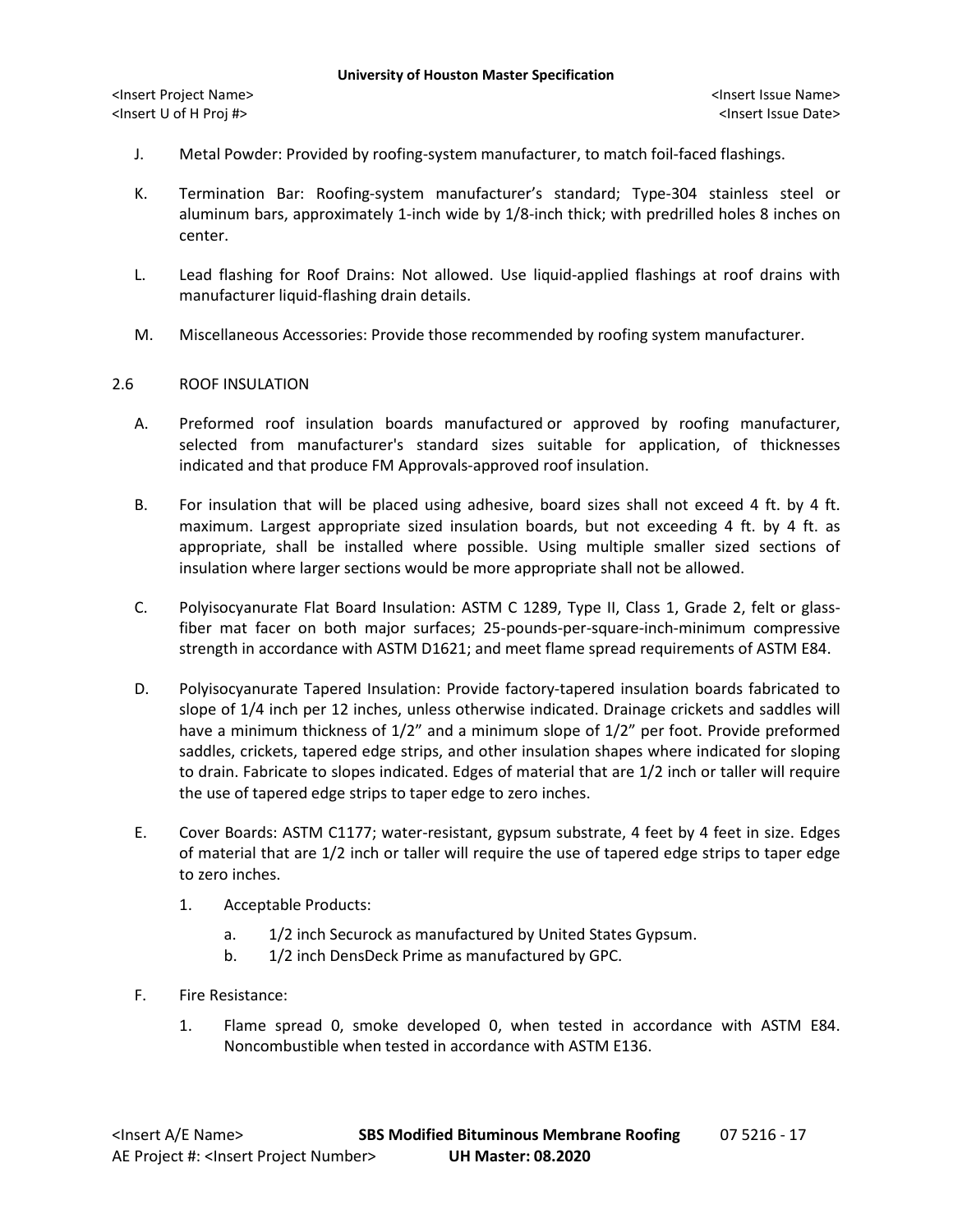J. Metal Powder: Provided by roofing-system manufacturer, to match foil-faced flashings.

K. Termination Bar: Roofing-system manufacturer's standard; Type-304 stainless steel or aluminum bars, approximately 1-inch wide by 1/8-inch thick; with predrilled holes 8 inches on center.

L. Lead flashing for Roof Drains: Not allowed. Use liquid-applied flashings at roof drains with manufacturer liquid-flashing drain details.

M. Miscellaneous Accessories: Provide those recommended by roofing system manufacturer.

2.6 ROOF INSULATION

A. Preformed roof insulation boards manufactured or approved by roofing manufacturer, selected from manufacturer's standard sizes suitable for application, of thicknesses indicated and that produce FM Approvals-approved roof insulation.

B. For insulation that will be placed using adhesive, board sizes shall not exceed 4 ft. by 4 ft. maximum. Largest appropriate sized insulation boards, but not exceeding 4 ft. by 4 ft. as appropriate, shall be installed where possible. Using multiple smaller sized sections of insulation where larger sections would be more appropriate shall not be allowed.

C. Polyisocyanurate Flat Board Insulation: ASTM C 1289, Type II, Class 1, Grade 2, felt or glass-fiber mat facer on both major surfaces; 25-pounds-per-square-inch-minimum compressive strength in accordance with ASTM D1621; and meet flame spread requirements of ASTM E84.

D. Polyisocyanurate Tapered Insulation: Provide factory-tapered insulation boards fabricated to slope of 1/4 inch per 12 inches, unless otherwise indicated. Drainage crickets and saddles will have a minimum thickness of 1/2" and a minimum slope of 1/2" per foot. Provide preformed saddles, crickets, tapered edge strips, and other insulation shapes where indicated for sloping to drain. Fabricate to slopes indicated. Edges of material that are 1/2 inch or taller will require the use of tapered edge strips to taper edge to zero inches.

E. Cover Boards: ASTM C1177; water-resistant, gypsum substrate, 4 feet by 4 feet in size. Edges of material that are 1/2 inch or taller will require the use of tapered edge strips to taper edge to zero inches.

   1. Acceptable Products:

      a. 1/2 inch Securock as manufactured by United States Gypsum.

      b. 1/2 inch DensDeck Prime as manufactured by GPC.

F. Fire Resistance:

   1. Flame spread 0, smoke developed 0, when tested in accordance with ASTM E84. Noncombustible when tested in accordance with ASTM E136.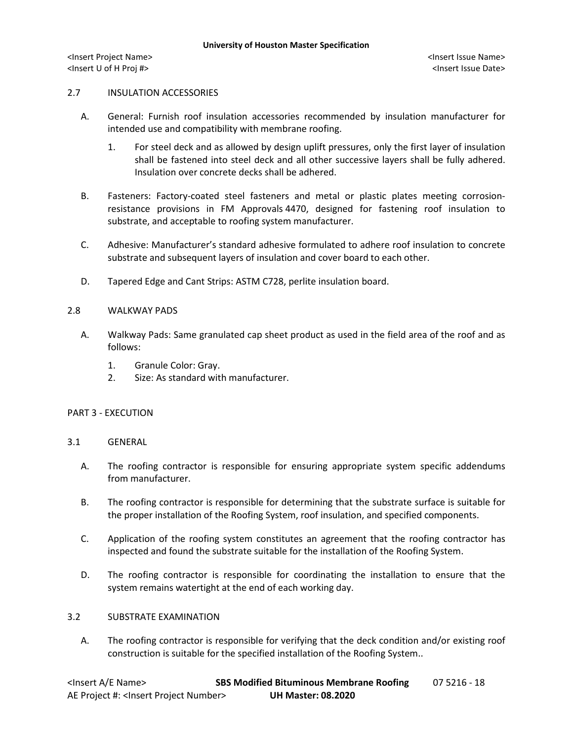## 2.7 INSULATION ACCESSORIES

A. General: Furnish roof insulation accessories recommended by insulation manufacturer for intended use and compatibility with membrane roofing.

   1. For steel deck and as allowed by design uplift pressures, only the first layer of insulation shall be fastened into steel deck and all other successive layers shall be fully adhered. Insulation over concrete decks shall be adhered.

B. Fasteners: Factory-coated steel fasteners and metal or plastic plates meeting corrosion-resistance provisions in FM Approvals 4470, designed for fastening roof insulation to substrate, and acceptable to roofing system manufacturer.

C. Adhesive: Manufacturer's standard adhesive formulated to adhere roof insulation to concrete substrate and subsequent layers of insulation and cover board to each other.

D. Tapered Edge and Cant Strips: ASTM C728, perlite insulation board.

## 2.8 WALKWAY PADS

A. Walkway Pads: Same granulated cap sheet product as used in the field area of the roof and as follows:

   1. Granule Color: Gray.
   2. Size: As standard with manufacturer.

# PART 3 - EXECUTION

## 3.1 GENERAL

A. The roofing contractor is responsible for ensuring appropriate system specific addendums from manufacturer.

B. The roofing contractor is responsible for determining that the substrate surface is suitable for the proper installation of the Roofing System, roof insulation, and specified components.

C. Application of the roofing system constitutes an agreement that the roofing contractor has inspected and found the substrate suitable for the installation of the Roofing System.

D. The roofing contractor is responsible for coordinating the installation to ensure that the system remains watertight at the end of each working day.

## 3.2 SUBSTRATE EXAMINATION

A. The roofing contractor is responsible for verifying that the deck condition and/or existing roof construction is suitable for the specified installation of the Roofing System..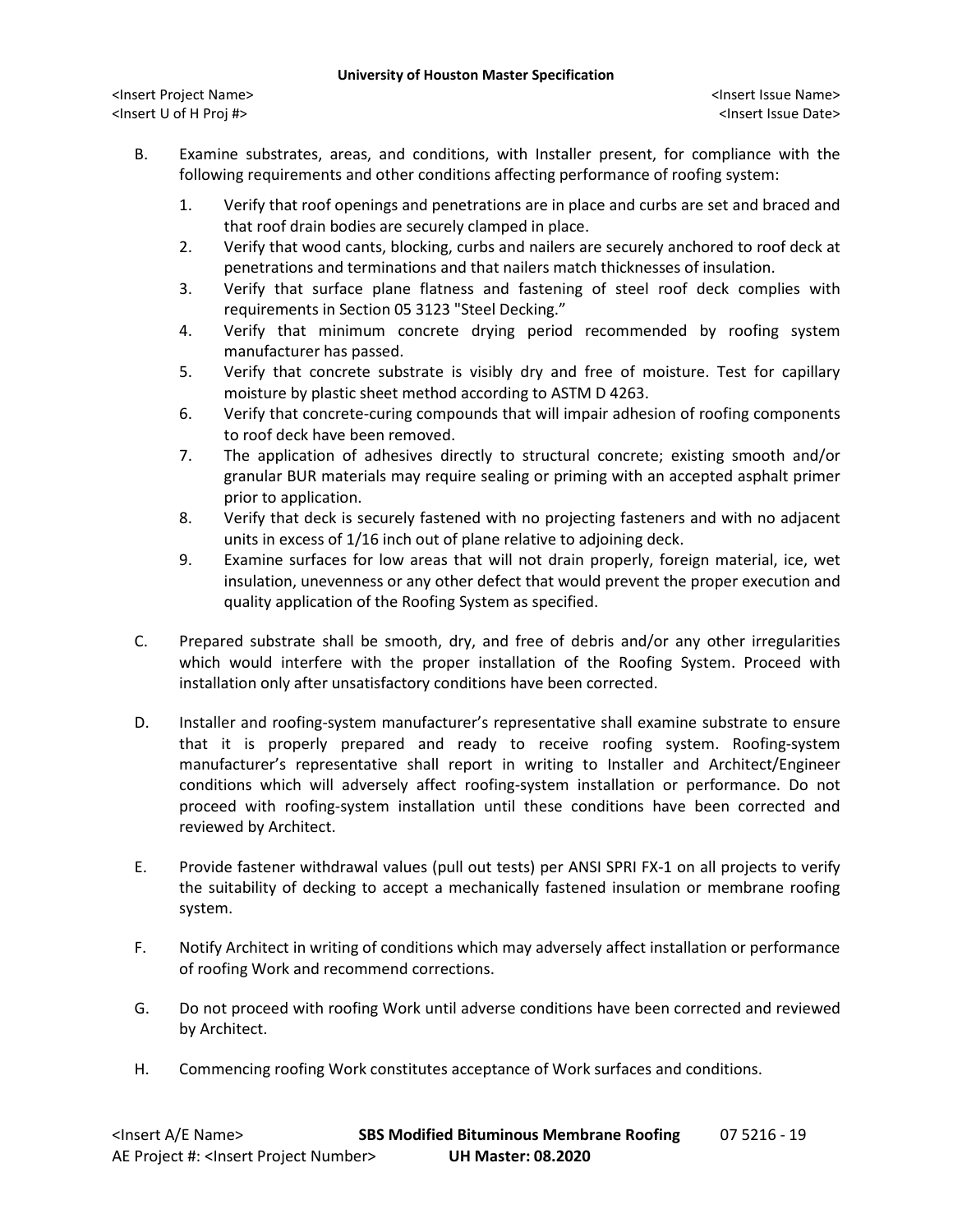B. Examine substrates, areas, and conditions, with Installer present, for compliance with the following requirements and other conditions affecting performance of roofing system:

1. Verify that roof openings and penetrations are in place and curbs are set and braced and that roof drain bodies are securely clamped in place.
2. Verify that wood cants, blocking, curbs and nailers are securely anchored to roof deck at penetrations and terminations and that nailers match thicknesses of insulation.
3. Verify that surface plane flatness and fastening of steel roof deck complies with requirements in Section 05 3123 "Steel Decking."
4. Verify that minimum concrete drying period recommended by roofing system manufacturer has passed.
5. Verify that concrete substrate is visibly dry and free of moisture. Test for capillary moisture by plastic sheet method according to ASTM D 4263.
6. Verify that concrete-curing compounds that will impair adhesion of roofing components to roof deck have been removed.
7. The application of adhesives directly to structural concrete; existing smooth and/or granular BUR materials may require sealing or priming with an accepted asphalt primer prior to application.
8. Verify that deck is securely fastened with no projecting fasteners and with no adjacent units in excess of 1/16 inch out of plane relative to adjoining deck.
9. Examine surfaces for low areas that will not drain properly, foreign material, ice, wet insulation, unevenness or any other defect that would prevent the proper execution and quality application of the Roofing System as specified.

C. Prepared substrate shall be smooth, dry, and free of debris and/or any other irregularities which would interfere with the proper installation of the Roofing System. Proceed with installation only after unsatisfactory conditions have been corrected.

D. Installer and roofing-system manufacturer's representative shall examine substrate to ensure that it is properly prepared and ready to receive roofing system. Roofing-system manufacturer's representative shall report in writing to Installer and Architect/Engineer conditions which will adversely affect roofing-system installation or performance. Do not proceed with roofing-system installation until these conditions have been corrected and reviewed by Architect.

E. Provide fastener withdrawal values (pull out tests) per ANSI SPRI FX-1 on all projects to verify the suitability of decking to accept a mechanically fastened insulation or membrane roofing system.

F. Notify Architect in writing of conditions which may adversely affect installation or performance of roofing Work and recommend corrections.

G. Do not proceed with roofing Work until adverse conditions have been corrected and reviewed by Architect.

H. Commencing roofing Work constitutes acceptance of Work surfaces and conditions.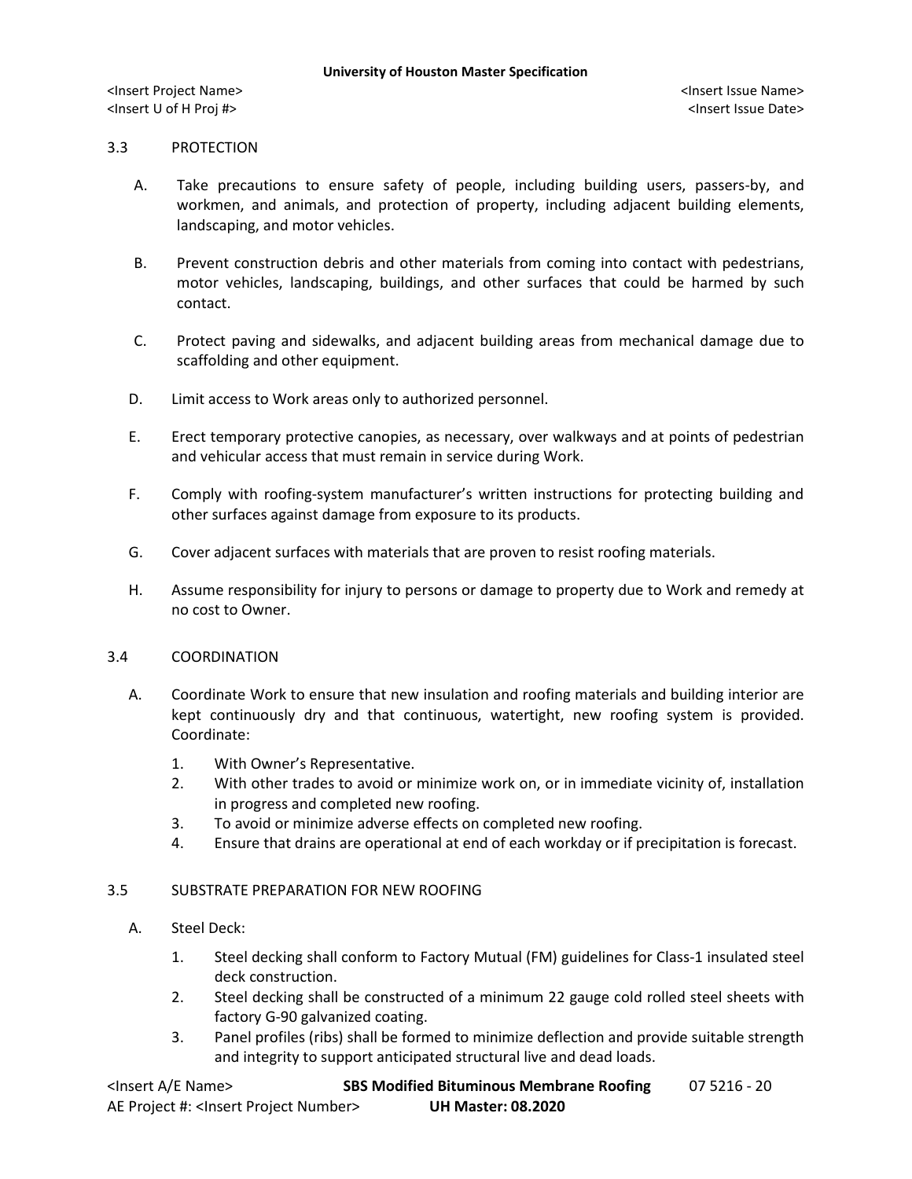## 3.3 PROTECTION

A. Take precautions to ensure safety of people, including building users, passers-by, and workmen, and animals, and protection of property, including adjacent building elements, landscaping, and motor vehicles.

B. Prevent construction debris and other materials from coming into contact with pedestrians, motor vehicles, landscaping, buildings, and other surfaces that could be harmed by such contact.

C. Protect paving and sidewalks, and adjacent building areas from mechanical damage due to scaffolding and other equipment.

D. Limit access to Work areas only to authorized personnel.

E. Erect temporary protective canopies, as necessary, over walkways and at points of pedestrian and vehicular access that must remain in service during Work.

F. Comply with roofing-system manufacturer's written instructions for protecting building and other surfaces against damage from exposure to its products.

G. Cover adjacent surfaces with materials that are proven to resist roofing materials.

H. Assume responsibility for injury to persons or damage to property due to Work and remedy at no cost to Owner.

## 3.4 COORDINATION

A. Coordinate Work to ensure that new insulation and roofing materials and building interior are kept continuously dry and that continuous, watertight, new roofing system is provided. Coordinate:

1. With Owner's Representative.
2. With other trades to avoid or minimize work on, or in immediate vicinity of, installation in progress and completed new roofing.
3. To avoid or minimize adverse effects on completed new roofing.
4. Ensure that drains are operational at end of each workday or if precipitation is forecast.

## 3.5 SUBSTRATE PREPARATION FOR NEW ROOFING

A. Steel Deck:

1. Steel decking shall conform to Factory Mutual (FM) guidelines for Class-1 insulated steel deck construction.
2. Steel decking shall be constructed of a minimum 22 gauge cold rolled steel sheets with factory G-90 galvanized coating.
3. Panel profiles (ribs) shall be formed to minimize deflection and provide suitable strength and integrity to support anticipated structural live and dead loads.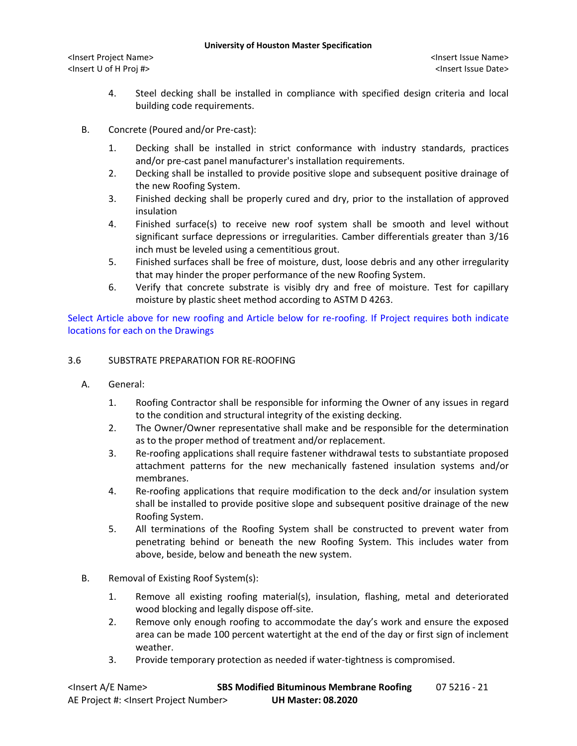4. Steel decking shall be installed in compliance with specified design criteria and local building code requirements.

B. Concrete (Poured and/or Pre-cast):

1. Decking shall be installed in strict conformance with industry standards, practices and/or pre-cast panel manufacturer's installation requirements.
2. Decking shall be installed to provide positive slope and subsequent positive drainage of the new Roofing System.
3. Finished decking shall be properly cured and dry, prior to the installation of approved insulation
4. Finished surface(s) to receive new roof system shall be smooth and level without significant surface depressions or irregularities. Camber differentials greater than 3/16 inch must be leveled using a cementitious grout.
5. Finished surfaces shall be free of moisture, dust, loose debris and any other irregularity that may hinder the proper performance of the new Roofing System.
6. Verify that concrete substrate is visibly dry and free of moisture. Test for capillary moisture by plastic sheet method according to ASTM D 4263.

Select Article above for new roofing and Article below for re-roofing. If Project requires both indicate locations for each on the Drawings

3.6 SUBSTRATE PREPARATION FOR RE-ROOFING

A. General:

1. Roofing Contractor shall be responsible for informing the Owner of any issues in regard to the condition and structural integrity of the existing decking.
2. The Owner/Owner representative shall make and be responsible for the determination as to the proper method of treatment and/or replacement.
3. Re-roofing applications shall require fastener withdrawal tests to substantiate proposed attachment patterns for the new mechanically fastened insulation systems and/or membranes.
4. Re-roofing applications that require modification to the deck and/or insulation system shall be installed to provide positive slope and subsequent positive drainage of the new Roofing System.
5. All terminations of the Roofing System shall be constructed to prevent water from penetrating behind or beneath the new Roofing System. This includes water from above, beside, below and beneath the new system.

B. Removal of Existing Roof System(s):

1. Remove all existing roofing material(s), insulation, flashing, metal and deteriorated wood blocking and legally dispose off-site.
2. Remove only enough roofing to accommodate the day's work and ensure the exposed area can be made 100 percent watertight at the end of the day or first sign of inclement weather.
3. Provide temporary protection as needed if water-tightness is compromised.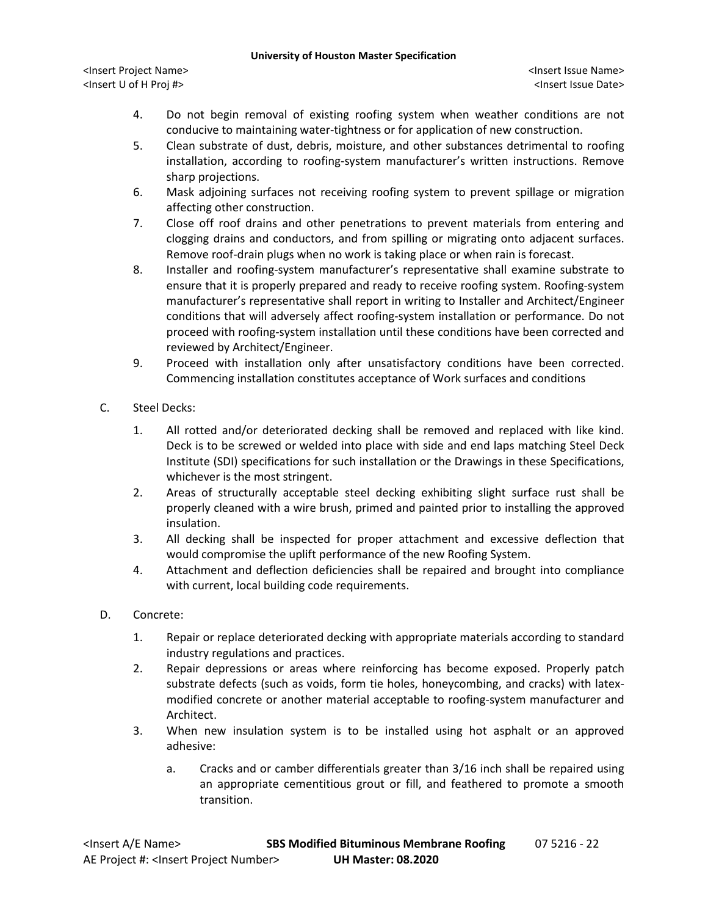4. Do not begin removal of existing roofing system when weather conditions are not conducive to maintaining water-tightness or for application of new construction.
5. Clean substrate of dust, debris, moisture, and other substances detrimental to roofing installation, according to roofing-system manufacturer's written instructions. Remove sharp projections.
6. Mask adjoining surfaces not receiving roofing system to prevent spillage or migration affecting other construction.
7. Close off roof drains and other penetrations to prevent materials from entering and clogging drains and conductors, and from spilling or migrating onto adjacent surfaces. Remove roof-drain plugs when no work is taking place or when rain is forecast.
8. Installer and roofing-system manufacturer's representative shall examine substrate to ensure that it is properly prepared and ready to receive roofing system. Roofing-system manufacturer's representative shall report in writing to Installer and Architect/Engineer conditions that will adversely affect roofing-system installation or performance. Do not proceed with roofing-system installation until these conditions have been corrected and reviewed by Architect/Engineer.
9. Proceed with installation only after unsatisfactory conditions have been corrected. Commencing installation constitutes acceptance of Work surfaces and conditions

C. Steel Decks:

1. All rotted and/or deteriorated decking shall be removed and replaced with like kind. Deck is to be screwed or welded into place with side and end laps matching Steel Deck Institute (SDI) specifications for such installation or the Drawings in these Specifications, whichever is the most stringent.
2. Areas of structurally acceptable steel decking exhibiting slight surface rust shall be properly cleaned with a wire brush, primed and painted prior to installing the approved insulation.
3. All decking shall be inspected for proper attachment and excessive deflection that would compromise the uplift performance of the new Roofing System.
4. Attachment and deflection deficiencies shall be repaired and brought into compliance with current, local building code requirements.

D. Concrete:

1. Repair or replace deteriorated decking with appropriate materials according to standard industry regulations and practices.
2. Repair depressions or areas where reinforcing has become exposed. Properly patch substrate defects (such as voids, form tie holes, honeycombing, and cracks) with latex-modified concrete or another material acceptable to roofing-system manufacturer and Architect.
3. When new insulation system is to be installed using hot asphalt or an approved adhesive:
   a. Cracks and or camber differentials greater than 3/16 inch shall be repaired using an appropriate cementitious grout or fill, and feathered to promote a smooth transition.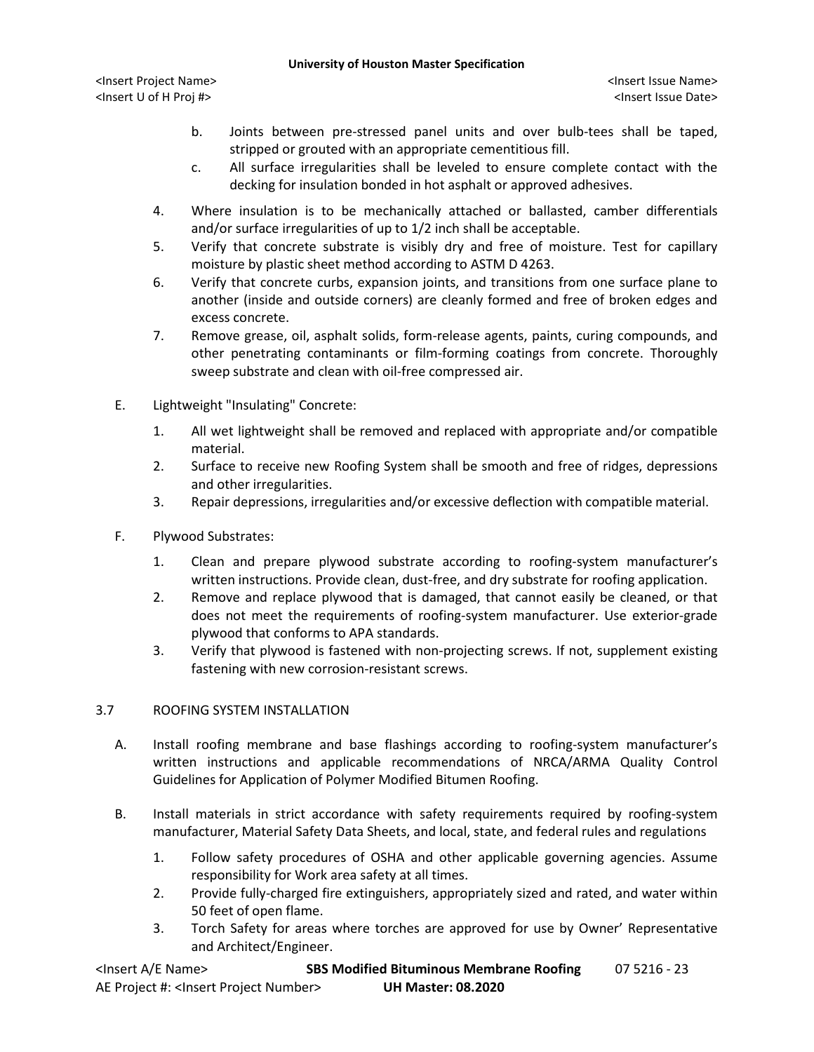b. Joints between pre-stressed panel units and over bulb-tees shall be taped, stripped or grouted with an appropriate cementitious fill.

c. All surface irregularities shall be leveled to ensure complete contact with the decking for insulation bonded in hot asphalt or approved adhesives.

4. Where insulation is to be mechanically attached or ballasted, camber differentials and/or surface irregularities of up to 1/2 inch shall be acceptable.
5. Verify that concrete substrate is visibly dry and free of moisture. Test for capillary moisture by plastic sheet method according to ASTM D 4263.
6. Verify that concrete curbs, expansion joints, and transitions from one surface plane to another (inside and outside corners) are cleanly formed and free of broken edges and excess concrete.
7. Remove grease, oil, asphalt solids, form-release agents, paints, curing compounds, and other penetrating contaminants or film-forming coatings from concrete. Thoroughly sweep substrate and clean with oil-free compressed air.

E. Lightweight "Insulating" Concrete:

1. All wet lightweight shall be removed and replaced with appropriate and/or compatible material.
2. Surface to receive new Roofing System shall be smooth and free of ridges, depressions and other irregularities.
3. Repair depressions, irregularities and/or excessive deflection with compatible material.

F. Plywood Substrates:

1. Clean and prepare plywood substrate according to roofing-system manufacturer's written instructions. Provide clean, dust-free, and dry substrate for roofing application.
2. Remove and replace plywood that is damaged, that cannot easily be cleaned, or that does not meet the requirements of roofing-system manufacturer. Use exterior-grade plywood that conforms to APA standards.
3. Verify that plywood is fastened with non-projecting screws. If not, supplement existing fastening with new corrosion-resistant screws.

## 3.7 ROOFING SYSTEM INSTALLATION

A. Install roofing membrane and base flashings according to roofing-system manufacturer's written instructions and applicable recommendations of NRCA/ARMA Quality Control Guidelines for Application of Polymer Modified Bitumen Roofing.

B. Install materials in strict accordance with safety requirements required by roofing-system manufacturer, Material Safety Data Sheets, and local, state, and federal rules and regulations

1. Follow safety procedures of OSHA and other applicable governing agencies. Assume responsibility for Work area safety at all times.
2. Provide fully-charged fire extinguishers, appropriately sized and rated, and water within 50 feet of open flame.
3. Torch Safety for areas where torches are approved for use by Owner' Representative and Architect/Engineer.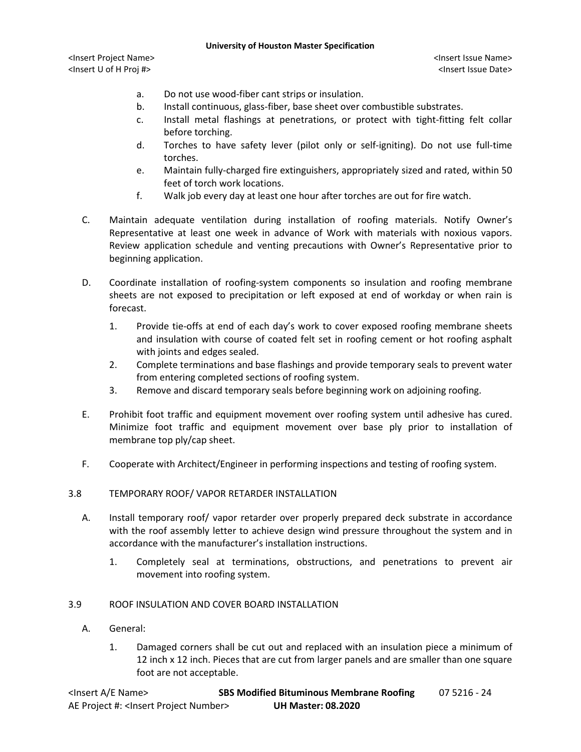a. Do not use wood-fiber cant strips or insulation.
b. Install continuous, glass-fiber, base sheet over combustible substrates.
c. Install metal flashings at penetrations, or protect with tight-fitting felt collar before torching.
d. Torches to have safety lever (pilot only or self-igniting). Do not use full-time torches.
e. Maintain fully-charged fire extinguishers, appropriately sized and rated, within 50 feet of torch work locations.
f. Walk job every day at least one hour after torches are out for fire watch.

C. Maintain adequate ventilation during installation of roofing materials. Notify Owner's Representative at least one week in advance of Work with materials with noxious vapors. Review application schedule and venting precautions with Owner's Representative prior to beginning application.

D. Coordinate installation of roofing-system components so insulation and roofing membrane sheets are not exposed to precipitation or left exposed at end of workday or when rain is forecast.

1. Provide tie-offs at end of each day's work to cover exposed roofing membrane sheets and insulation with course of coated felt set in roofing cement or hot roofing asphalt with joints and edges sealed.
2. Complete terminations and base flashings and provide temporary seals to prevent water from entering completed sections of roofing system.
3. Remove and discard temporary seals before beginning work on adjoining roofing.

E. Prohibit foot traffic and equipment movement over roofing system until adhesive has cured. Minimize foot traffic and equipment movement over base ply prior to installation of membrane top ply/cap sheet.

F. Cooperate with Architect/Engineer in performing inspections and testing of roofing system.

## 3.8 TEMPORARY ROOF/ VAPOR RETARDER INSTALLATION

A. Install temporary roof/ vapor retarder over properly prepared deck substrate in accordance with the roof assembly letter to achieve design wind pressure throughout the system and in accordance with the manufacturer's installation instructions.

1. Completely seal at terminations, obstructions, and penetrations to prevent air movement into roofing system.

## 3.9 ROOF INSULATION AND COVER BOARD INSTALLATION

A. General:

1. Damaged corners shall be cut out and replaced with an insulation piece a minimum of 12 inch x 12 inch. Pieces that are cut from larger panels and are smaller than one square foot are not acceptable.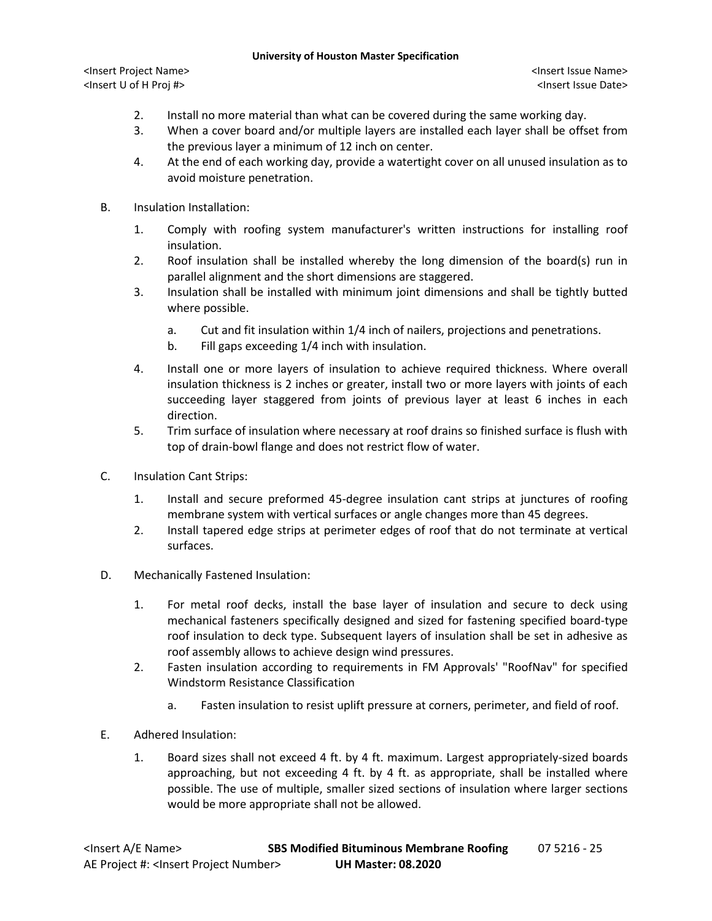2. Install no more material than what can be covered during the same working day.
3. When a cover board and/or multiple layers are installed each layer shall be offset from the previous layer a minimum of 12 inch on center.
4. At the end of each working day, provide a watertight cover on all unused insulation as to avoid moisture penetration.

B. Insulation Installation:

1. Comply with roofing system manufacturer's written instructions for installing roof insulation.
2. Roof insulation shall be installed whereby the long dimension of the board(s) run in parallel alignment and the short dimensions are staggered.
3. Insulation shall be installed with minimum joint dimensions and shall be tightly butted where possible.

   a. Cut and fit insulation within 1/4 inch of nailers, projections and penetrations.
   b. Fill gaps exceeding 1/4 inch with insulation.

4. Install one or more layers of insulation to achieve required thickness. Where overall insulation thickness is 2 inches or greater, install two or more layers with joints of each succeeding layer staggered from joints of previous layer at least 6 inches in each direction.
5. Trim surface of insulation where necessary at roof drains so finished surface is flush with top of drain-bowl flange and does not restrict flow of water.

C. Insulation Cant Strips:

1. Install and secure preformed 45-degree insulation cant strips at junctures of roofing membrane system with vertical surfaces or angle changes more than 45 degrees.
2. Install tapered edge strips at perimeter edges of roof that do not terminate at vertical surfaces.

D. Mechanically Fastened Insulation:

1. For metal roof decks, install the base layer of insulation and secure to deck using mechanical fasteners specifically designed and sized for fastening specified board-type roof insulation to deck type. Subsequent layers of insulation shall be set in adhesive as roof assembly allows to achieve design wind pressures.
2. Fasten insulation according to requirements in FM Approvals' "RoofNav" for specified Windstorm Resistance Classification

   a. Fasten insulation to resist uplift pressure at corners, perimeter, and field of roof.

E. Adhered Insulation:

1. Board sizes shall not exceed 4 ft. by 4 ft. maximum. Largest appropriately-sized boards approaching, but not exceeding 4 ft. by 4 ft. as appropriate, shall be installed where possible. The use of multiple, smaller sized sections of insulation where larger sections would be more appropriate shall not be allowed.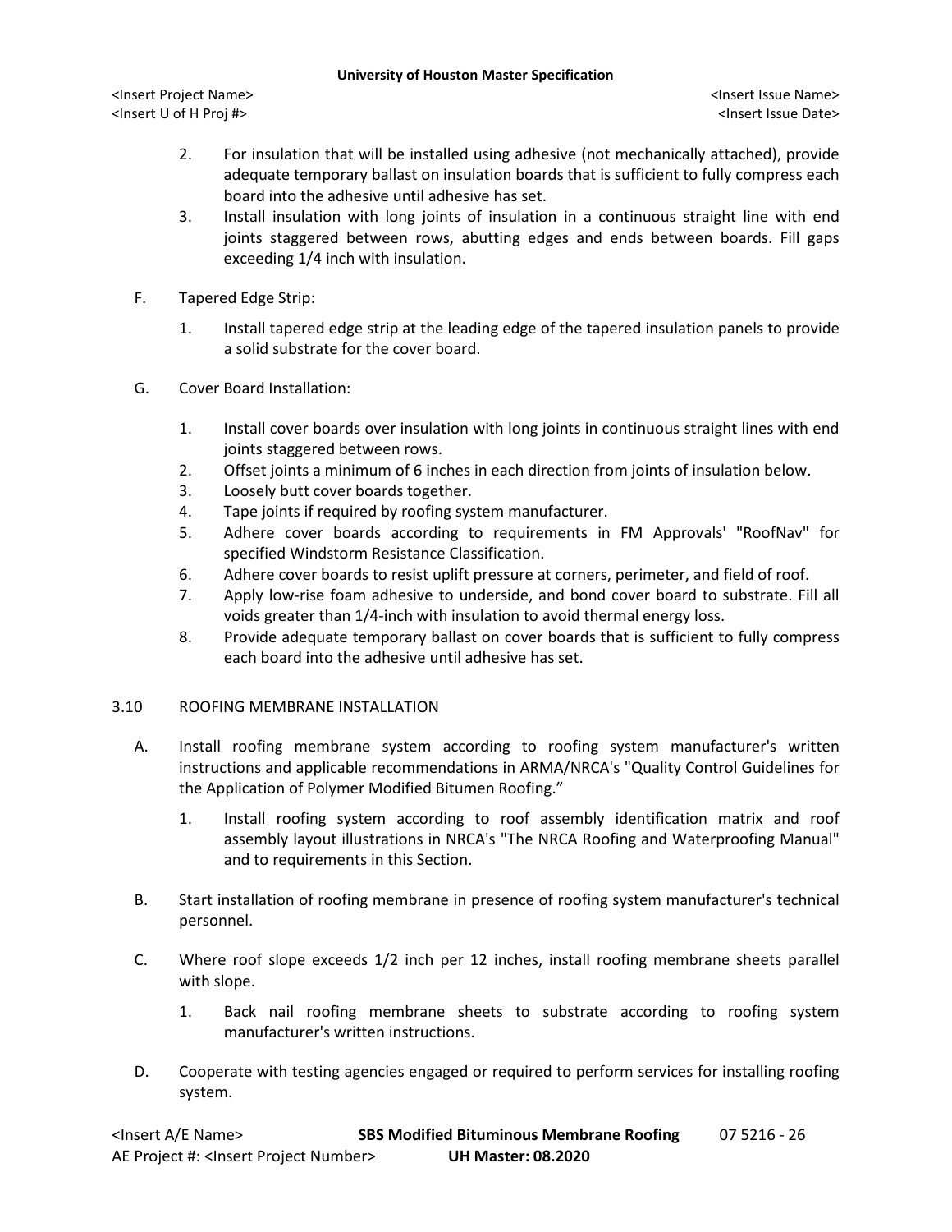2. For insulation that will be installed using adhesive (not mechanically attached), provide adequate temporary ballast on insulation boards that is sufficient to fully compress each board into the adhesive until adhesive has set.
3. Install insulation with long joints of insulation in a continuous straight line with end joints staggered between rows, abutting edges and ends between boards. Fill gaps exceeding 1/4 inch with insulation.

F. Tapered Edge Strip:

1. Install tapered edge strip at the leading edge of the tapered insulation panels to provide a solid substrate for the cover board.

G. Cover Board Installation:

1. Install cover boards over insulation with long joints in continuous straight lines with end joints staggered between rows.
2. Offset joints a minimum of 6 inches in each direction from joints of insulation below.
3. Loosely butt cover boards together.
4. Tape joints if required by roofing system manufacturer.
5. Adhere cover boards according to requirements in FM Approvals' "RoofNav" for specified Windstorm Resistance Classification.
6. Adhere cover boards to resist uplift pressure at corners, perimeter, and field of roof.
7. Apply low-rise foam adhesive to underside, and bond cover board to substrate. Fill all voids greater than 1/4-inch with insulation to avoid thermal energy loss.
8. Provide adequate temporary ballast on cover boards that is sufficient to fully compress each board into the adhesive until adhesive has set.

## 3.10 ROOFING MEMBRANE INSTALLATION

A. Install roofing membrane system according to roofing system manufacturer's written instructions and applicable recommendations in ARMA/NRCA's "Quality Control Guidelines for the Application of Polymer Modified Bitumen Roofing."

1. Install roofing system according to roof assembly identification matrix and roof assembly layout illustrations in NRCA's "The NRCA Roofing and Waterproofing Manual" and to requirements in this Section.

B. Start installation of roofing membrane in presence of roofing system manufacturer's technical personnel.

C. Where roof slope exceeds 1/2 inch per 12 inches, install roofing membrane sheets parallel with slope.

1. Back nail roofing membrane sheets to substrate according to roofing system manufacturer's written instructions.

D. Cooperate with testing agencies engaged or required to perform services for installing roofing system.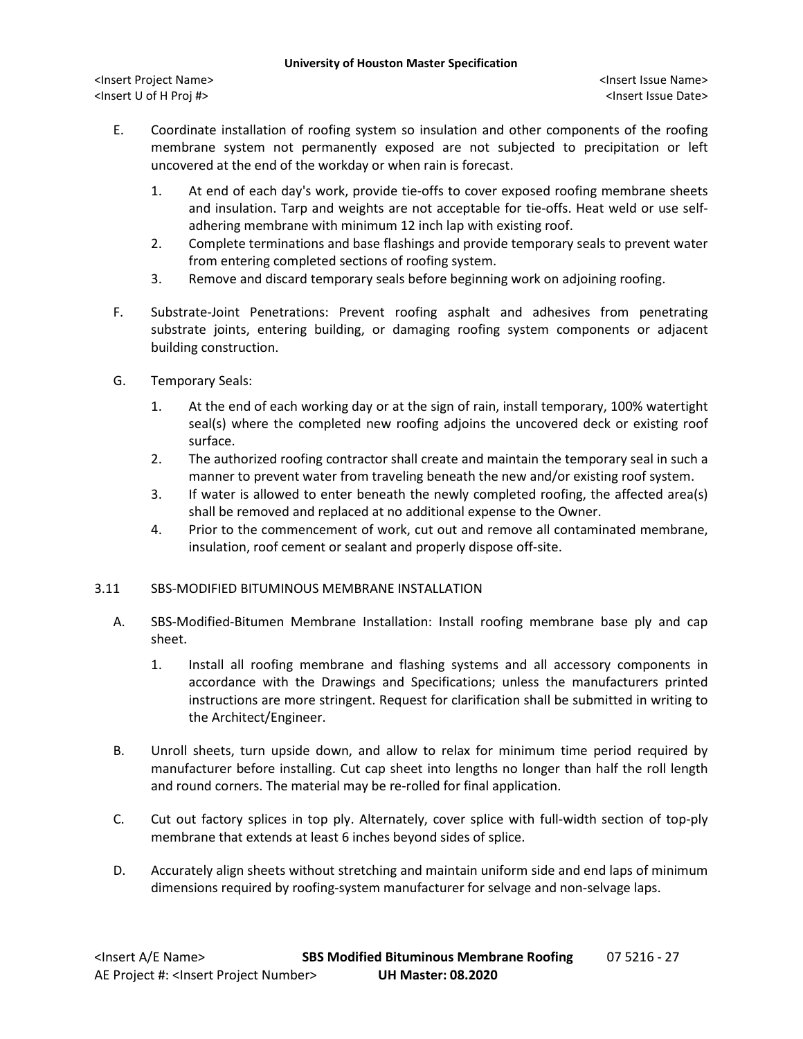E. Coordinate installation of roofing system so insulation and other components of the roofing membrane system not permanently exposed are not subjected to precipitation or left uncovered at the end of the workday or when rain is forecast.

   1. At end of each day's work, provide tie-offs to cover exposed roofing membrane sheets and insulation. Tarp and weights are not acceptable for tie-offs. Heat weld or use self-adhering membrane with minimum 12 inch lap with existing roof.
   2. Complete terminations and base flashings and provide temporary seals to prevent water from entering completed sections of roofing system.
   3. Remove and discard temporary seals before beginning work on adjoining roofing.

F. Substrate-Joint Penetrations: Prevent roofing asphalt and adhesives from penetrating substrate joints, entering building, or damaging roofing system components or adjacent building construction.

G. Temporary Seals:

   1. At the end of each working day or at the sign of rain, install temporary, 100% watertight seal(s) where the completed new roofing adjoins the uncovered deck or existing roof surface.
   2. The authorized roofing contractor shall create and maintain the temporary seal in such a manner to prevent water from traveling beneath the new and/or existing roof system.
   3. If water is allowed to enter beneath the newly completed roofing, the affected area(s) shall be removed and replaced at no additional expense to the Owner.
   4. Prior to the commencement of work, cut out and remove all contaminated membrane, insulation, roof cement or sealant and properly dispose off-site.

## 3.11 SBS-MODIFIED BITUMINOUS MEMBRANE INSTALLATION

A. SBS-Modified-Bitumen Membrane Installation: Install roofing membrane base ply and cap sheet.

   1. Install all roofing membrane and flashing systems and all accessory components in accordance with the Drawings and Specifications; unless the manufacturers printed instructions are more stringent. Request for clarification shall be submitted in writing to the Architect/Engineer.

B. Unroll sheets, turn upside down, and allow to relax for minimum time period required by manufacturer before installing. Cut cap sheet into lengths no longer than half the roll length and round corners. The material may be re-rolled for final application.

C. Cut out factory splices in top ply. Alternately, cover splice with full-width section of top-ply membrane that extends at least 6 inches beyond sides of splice.

D. Accurately align sheets without stretching and maintain uniform side and end laps of minimum dimensions required by roofing-system manufacturer for selvage and non-selvage laps.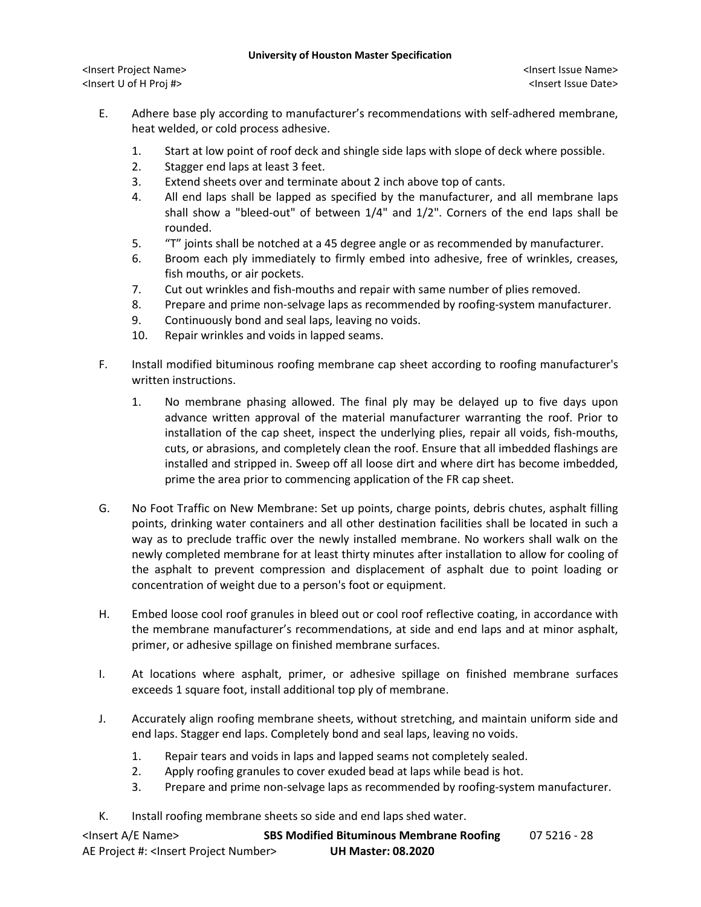E. Adhere base ply according to manufacturer's recommendations with self-adhered membrane, heat welded, or cold process adhesive.

1. Start at low point of roof deck and shingle side laps with slope of deck where possible.
2. Stagger end laps at least 3 feet.
3. Extend sheets over and terminate about 2 inch above top of cants.
4. All end laps shall be lapped as specified by the manufacturer, and all membrane laps shall show a "bleed-out" of between 1/4" and 1/2". Corners of the end laps shall be rounded.
5. "T" joints shall be notched at a 45 degree angle or as recommended by manufacturer.
6. Broom each ply immediately to firmly embed into adhesive, free of wrinkles, creases, fish mouths, or air pockets.
7. Cut out wrinkles and fish-mouths and repair with same number of plies removed.
8. Prepare and prime non-selvage laps as recommended by roofing-system manufacturer.
9. Continuously bond and seal laps, leaving no voids.
10. Repair wrinkles and voids in lapped seams.

F. Install modified bituminous roofing membrane cap sheet according to roofing manufacturer's written instructions.

1. No membrane phasing allowed. The final ply may be delayed up to five days upon advance written approval of the material manufacturer warranting the roof. Prior to installation of the cap sheet, inspect the underlying plies, repair all voids, fish-mouths, cuts, or abrasions, and completely clean the roof. Ensure that all imbedded flashings are installed and stripped in. Sweep off all loose dirt and where dirt has become imbedded, prime the area prior to commencing application of the FR cap sheet.

G. No Foot Traffic on New Membrane: Set up points, charge points, debris chutes, asphalt filling points, drinking water containers and all other destination facilities shall be located in such a way as to preclude traffic over the newly installed membrane. No workers shall walk on the newly completed membrane for at least thirty minutes after installation to allow for cooling of the asphalt to prevent compression and displacement of asphalt due to point loading or concentration of weight due to a person's foot or equipment.

H. Embed loose cool roof granules in bleed out or cool roof reflective coating, in accordance with the membrane manufacturer's recommendations, at side and end laps and at minor asphalt, primer, or adhesive spillage on finished membrane surfaces.

I. At locations where asphalt, primer, or adhesive spillage on finished membrane surfaces exceeds 1 square foot, install additional top ply of membrane.

J. Accurately align roofing membrane sheets, without stretching, and maintain uniform side and end laps. Stagger end laps. Completely bond and seal laps, leaving no voids.

1. Repair tears and voids in laps and lapped seams not completely sealed.
2. Apply roofing granules to cover exuded bead at laps while bead is hot.
3. Prepare and prime non-selvage laps as recommended by roofing-system manufacturer.

K. Install roofing membrane sheets so side and end laps shed water.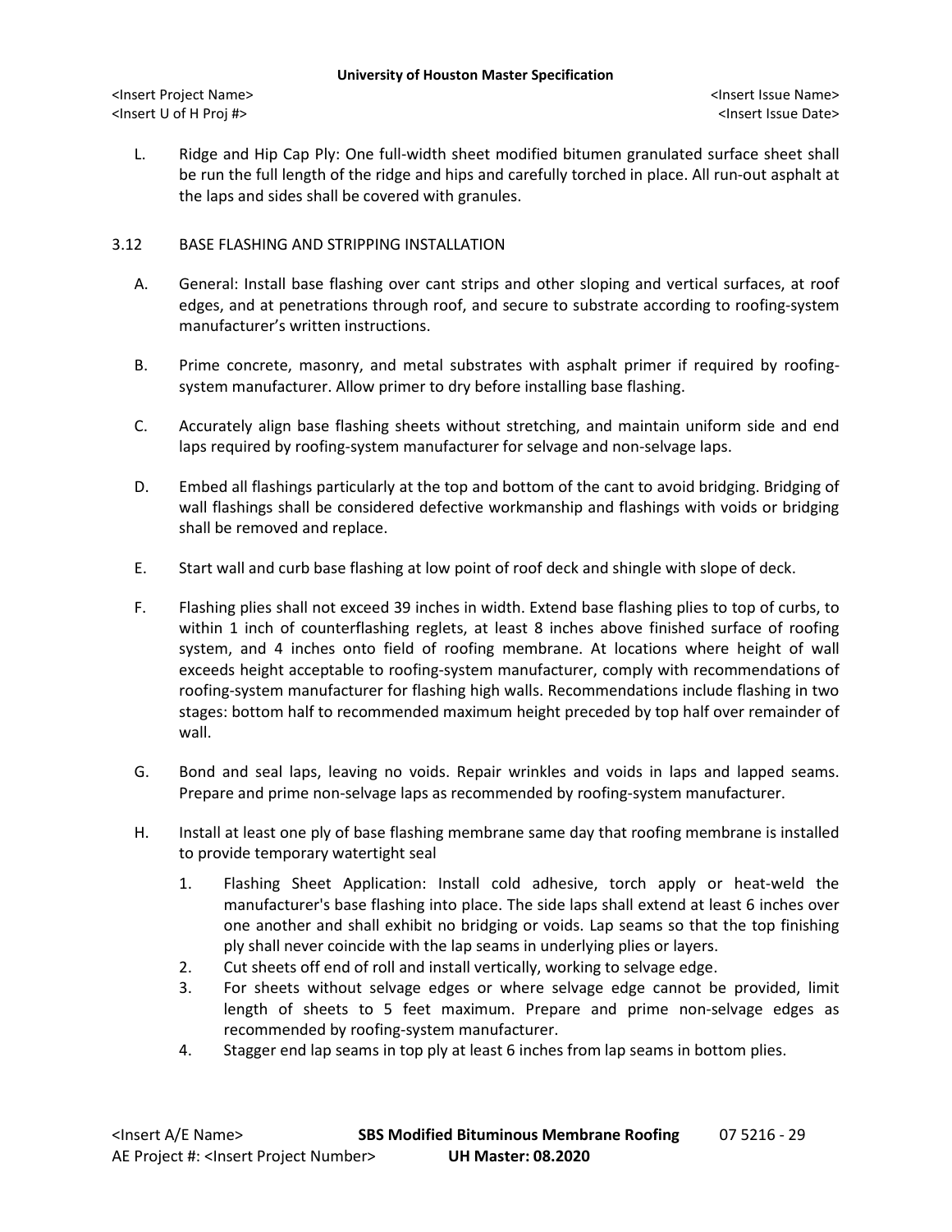L. Ridge and Hip Cap Ply: One full-width sheet modified bitumen granulated surface sheet shall be run the full length of the ridge and hips and carefully torched in place. All run-out asphalt at the laps and sides shall be covered with granules.

## 3.12 BASE FLASHING AND STRIPPING INSTALLATION

A. General: Install base flashing over cant strips and other sloping and vertical surfaces, at roof edges, and at penetrations through roof, and secure to substrate according to roofing-system manufacturer's written instructions.

B. Prime concrete, masonry, and metal substrates with asphalt primer if required by roofing-system manufacturer. Allow primer to dry before installing base flashing.

C. Accurately align base flashing sheets without stretching, and maintain uniform side and end laps required by roofing-system manufacturer for selvage and non-selvage laps.

D. Embed all flashings particularly at the top and bottom of the cant to avoid bridging. Bridging of wall flashings shall be considered defective workmanship and flashings with voids or bridging shall be removed and replace.

E. Start wall and curb base flashing at low point of roof deck and shingle with slope of deck.

F. Flashing plies shall not exceed 39 inches in width. Extend base flashing plies to top of curbs, to within 1 inch of counterflashing reglets, at least 8 inches above finished surface of roofing system, and 4 inches onto field of roofing membrane. At locations where height of wall exceeds height acceptable to roofing-system manufacturer, comply with recommendations of roofing-system manufacturer for flashing high walls. Recommendations include flashing in two stages: bottom half to recommended maximum height preceded by top half over remainder of wall.

G. Bond and seal laps, leaving no voids. Repair wrinkles and voids in laps and lapped seams. Prepare and prime non-selvage laps as recommended by roofing-system manufacturer.

H. Install at least one ply of base flashing membrane same day that roofing membrane is installed to provide temporary watertight seal

1. Flashing Sheet Application: Install cold adhesive, torch apply or heat-weld the manufacturer's base flashing into place. The side laps shall extend at least 6 inches over one another and shall exhibit no bridging or voids. Lap seams so that the top finishing ply shall never coincide with the lap seams in underlying plies or layers.
2. Cut sheets off end of roll and install vertically, working to selvage edge.
3. For sheets without selvage edges or where selvage edge cannot be provided, limit length of sheets to 5 feet maximum. Prepare and prime non-selvage edges as recommended by roofing-system manufacturer.
4. Stagger end lap seams in top ply at least 6 inches from lap seams in bottom plies.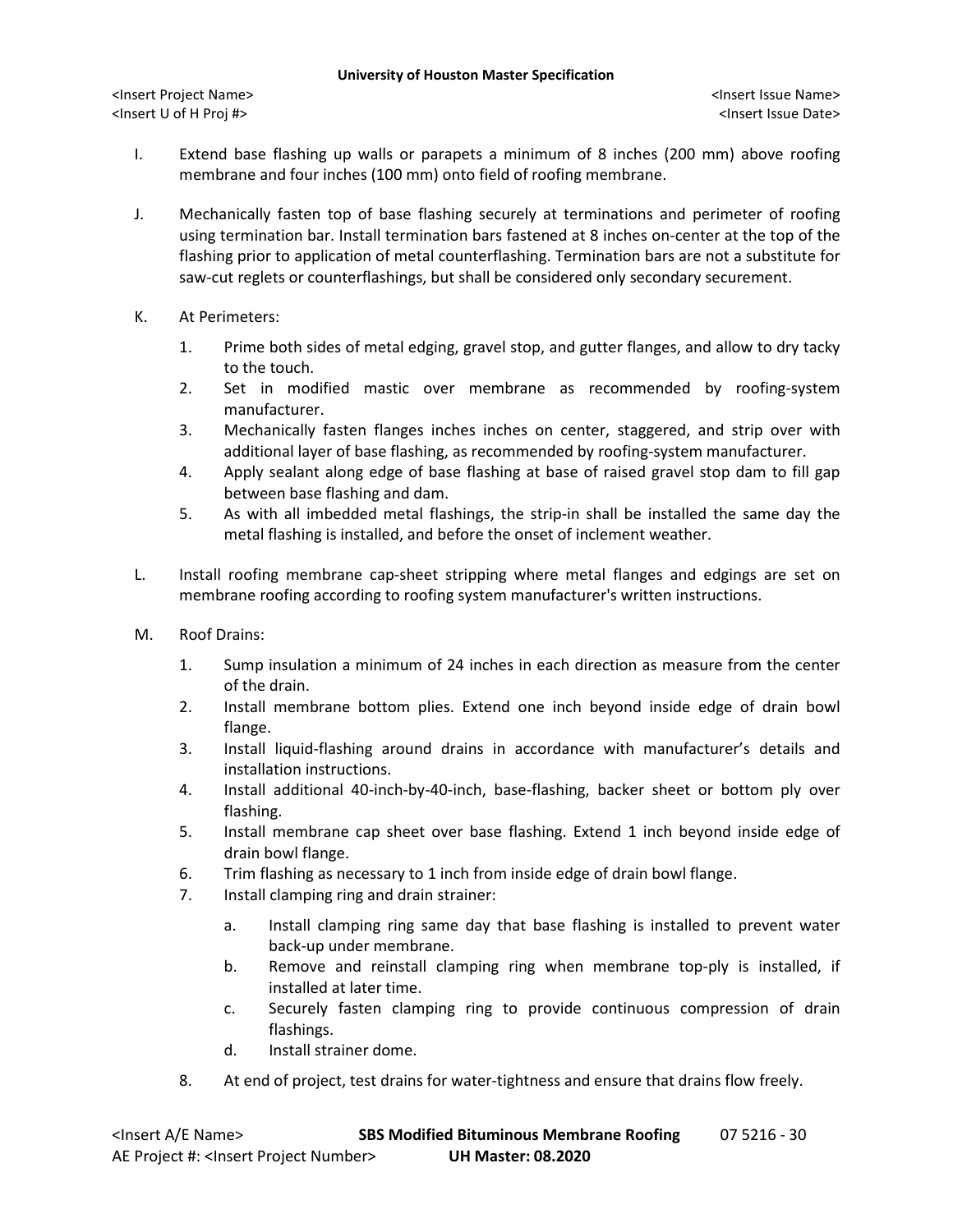I. Extend base flashing up walls or parapets a minimum of 8 inches (200 mm) above roofing membrane and four inches (100 mm) onto field of roofing membrane.

J. Mechanically fasten top of base flashing securely at terminations and perimeter of roofing using termination bar. Install termination bars fastened at 8 inches on-center at the top of the flashing prior to application of metal counterflashing. Termination bars are not a substitute for saw-cut reglets or counterflashings, but shall be considered only secondary securement.

K. At Perimeters:

1. Prime both sides of metal edging, gravel stop, and gutter flanges, and allow to dry tacky to the touch.
2. Set in modified mastic over membrane as recommended by roofing-system manufacturer.
3. Mechanically fasten flanges inches inches on center, staggered, and strip over with additional layer of base flashing, as recommended by roofing-system manufacturer.
4. Apply sealant along edge of base flashing at base of raised gravel stop dam to fill gap between base flashing and dam.
5. As with all imbedded metal flashings, the strip-in shall be installed the same day the metal flashing is installed, and before the onset of inclement weather.

L. Install roofing membrane cap-sheet stripping where metal flanges and edgings are set on membrane roofing according to roofing system manufacturer's written instructions.

M. Roof Drains:

1. Sump insulation a minimum of 24 inches in each direction as measure from the center of the drain.
2. Install membrane bottom plies. Extend one inch beyond inside edge of drain bowl flange.
3. Install liquid-flashing around drains in accordance with manufacturer's details and installation instructions.
4. Install additional 40-inch-by-40-inch, base-flashing, backer sheet or bottom ply over flashing.
5. Install membrane cap sheet over base flashing. Extend 1 inch beyond inside edge of drain bowl flange.
6. Trim flashing as necessary to 1 inch from inside edge of drain bowl flange.
7. Install clamping ring and drain strainer:
   a. Install clamping ring same day that base flashing is installed to prevent water back-up under membrane.
   b. Remove and reinstall clamping ring when membrane top-ply is installed, if installed at later time.
   c. Securely fasten clamping ring to provide continuous compression of drain flashings.
   d. Install strainer dome.
8. At end of project, test drains for water-tightness and ensure that drains flow freely.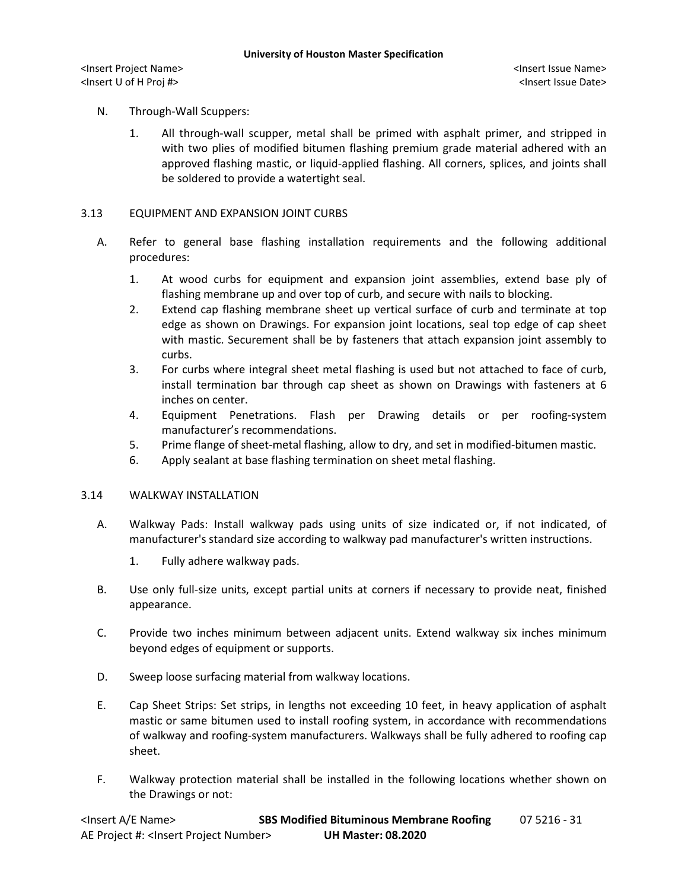N. Through-Wall Scuppers:

1. All through-wall scupper, metal shall be primed with asphalt primer, and stripped in with two plies of modified bitumen flashing premium grade material adhered with an approved flashing mastic, or liquid-applied flashing. All corners, splices, and joints shall be soldered to provide a watertight seal.

## 3.13 EQUIPMENT AND EXPANSION JOINT CURBS

A. Refer to general base flashing installation requirements and the following additional procedures:

1. At wood curbs for equipment and expansion joint assemblies, extend base ply of flashing membrane up and over top of curb, and secure with nails to blocking.
2. Extend cap flashing membrane sheet up vertical surface of curb and terminate at top edge as shown on Drawings. For expansion joint locations, seal top edge of cap sheet with mastic. Securement shall be by fasteners that attach expansion joint assembly to curbs.
3. For curbs where integral sheet metal flashing is used but not attached to face of curb, install termination bar through cap sheet as shown on Drawings with fasteners at 6 inches on center.
4. Equipment Penetrations. Flash per Drawing details or per roofing-system manufacturer's recommendations.
5. Prime flange of sheet-metal flashing, allow to dry, and set in modified-bitumen mastic.
6. Apply sealant at base flashing termination on sheet metal flashing.

## 3.14 WALKWAY INSTALLATION

A. Walkway Pads: Install walkway pads using units of size indicated or, if not indicated, of manufacturer's standard size according to walkway pad manufacturer's written instructions.

1. Fully adhere walkway pads.

B. Use only full-size units, except partial units at corners if necessary to provide neat, finished appearance.

C. Provide two inches minimum between adjacent units. Extend walkway six inches minimum beyond edges of equipment or supports.

D. Sweep loose surfacing material from walkway locations.

E. Cap Sheet Strips: Set strips, in lengths not exceeding 10 feet, in heavy application of asphalt mastic or same bitumen used to install roofing system, in accordance with recommendations of walkway and roofing-system manufacturers. Walkways shall be fully adhered to roofing cap sheet.

F. Walkway protection material shall be installed in the following locations whether shown on the Drawings or not: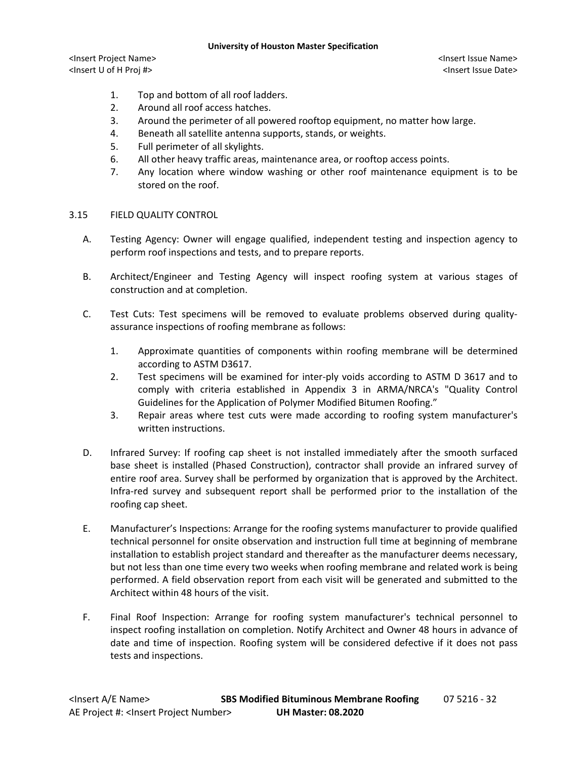1. Top and bottom of all roof ladders.
2. Around all roof access hatches.
3. Around the perimeter of all powered rooftop equipment, no matter how large.
4. Beneath all satellite antenna supports, stands, or weights.
5. Full perimeter of all skylights.
6. All other heavy traffic areas, maintenance area, or rooftop access points.
7. Any location where window washing or other roof maintenance equipment is to be stored on the roof.

## 3.15 FIELD QUALITY CONTROL

A. Testing Agency: Owner will engage qualified, independent testing and inspection agency to perform roof inspections and tests, and to prepare reports.

B. Architect/Engineer and Testing Agency will inspect roofing system at various stages of construction and at completion.

C. Test Cuts: Test specimens will be removed to evaluate problems observed during quality-assurance inspections of roofing membrane as follows:

   1. Approximate quantities of components within roofing membrane will be determined according to ASTM D3617.
   2. Test specimens will be examined for inter-ply voids according to ASTM D 3617 and to comply with criteria established in Appendix 3 in ARMA/NRCA's "Quality Control Guidelines for the Application of Polymer Modified Bitumen Roofing."
   3. Repair areas where test cuts were made according to roofing system manufacturer's written instructions.

D. Infrared Survey: If roofing cap sheet is not installed immediately after the smooth surfaced base sheet is installed (Phased Construction), contractor shall provide an infrared survey of entire roof area. Survey shall be performed by organization that is approved by the Architect. Infra-red survey and subsequent report shall be performed prior to the installation of the roofing cap sheet.

E. Manufacturer's Inspections: Arrange for the roofing systems manufacturer to provide qualified technical personnel for onsite observation and instruction full time at beginning of membrane installation to establish project standard and thereafter as the manufacturer deems necessary, but not less than one time every two weeks when roofing membrane and related work is being performed. A field observation report from each visit will be generated and submitted to the Architect within 48 hours of the visit.

F. Final Roof Inspection: Arrange for roofing system manufacturer's technical personnel to inspect roofing installation on completion. Notify Architect and Owner 48 hours in advance of date and time of inspection. Roofing system will be considered defective if it does not pass tests and inspections.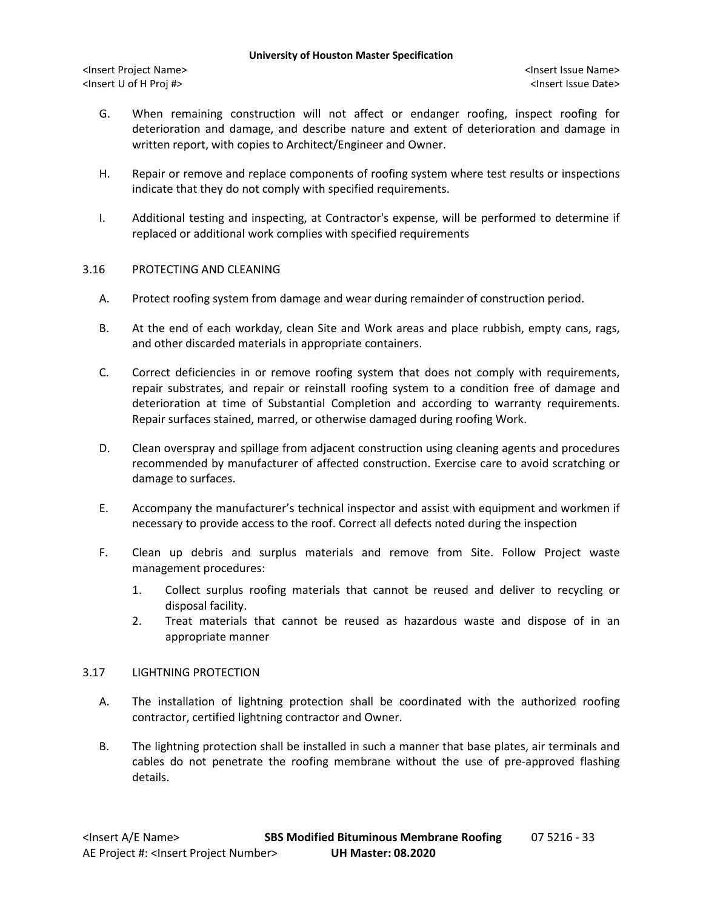G. When remaining construction will not affect or endanger roofing, inspect roofing for deterioration and damage, and describe nature and extent of deterioration and damage in written report, with copies to Architect/Engineer and Owner.

H. Repair or remove and replace components of roofing system where test results or inspections indicate that they do not comply with specified requirements.

I. Additional testing and inspecting, at Contractor's expense, will be performed to determine if replaced or additional work complies with specified requirements

## 3.16 PROTECTING AND CLEANING

A. Protect roofing system from damage and wear during remainder of construction period.

B. At the end of each workday, clean Site and Work areas and place rubbish, empty cans, rags, and other discarded materials in appropriate containers.

C. Correct deficiencies in or remove roofing system that does not comply with requirements, repair substrates, and repair or reinstall roofing system to a condition free of damage and deterioration at time of Substantial Completion and according to warranty requirements. Repair surfaces stained, marred, or otherwise damaged during roofing Work.

D. Clean overspray and spillage from adjacent construction using cleaning agents and procedures recommended by manufacturer of affected construction. Exercise care to avoid scratching or damage to surfaces.

E. Accompany the manufacturer's technical inspector and assist with equipment and workmen if necessary to provide access to the roof. Correct all defects noted during the inspection

F. Clean up debris and surplus materials and remove from Site. Follow Project waste management procedures:

1. Collect surplus roofing materials that cannot be reused and deliver to recycling or disposal facility.
2. Treat materials that cannot be reused as hazardous waste and dispose of in an appropriate manner

## 3.17 LIGHTNING PROTECTION

A. The installation of lightning protection shall be coordinated with the authorized roofing contractor, certified lightning contractor and Owner.

B. The lightning protection shall be installed in such a manner that base plates, air terminals and cables do not penetrate the roofing membrane without the use of pre-approved flashing details.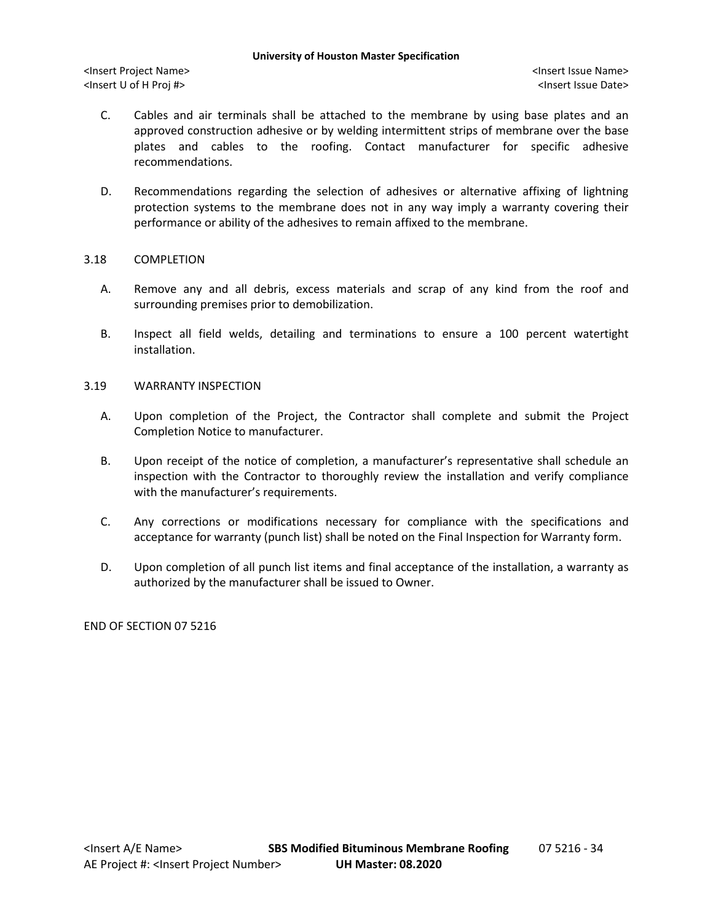C. Cables and air terminals shall be attached to the membrane by using base plates and an approved construction adhesive or by welding intermittent strips of membrane over the base plates and cables to the roofing. Contact manufacturer for specific adhesive recommendations.

D. Recommendations regarding the selection of adhesives or alternative affixing of lightning protection systems to the membrane does not in any way imply a warranty covering their performance or ability of the adhesives to remain affixed to the membrane.

## 3.18 COMPLETION

A. Remove any and all debris, excess materials and scrap of any kind from the roof and surrounding premises prior to demobilization.

B. Inspect all field welds, detailing and terminations to ensure a 100 percent watertight installation.

## 3.19 WARRANTY INSPECTION

A. Upon completion of the Project, the Contractor shall complete and submit the Project Completion Notice to manufacturer.

B. Upon receipt of the notice of completion, a manufacturer's representative shall schedule an inspection with the Contractor to thoroughly review the installation and verify compliance with the manufacturer's requirements.

C. Any corrections or modifications necessary for compliance with the specifications and acceptance for warranty (punch list) shall be noted on the Final Inspection for Warranty form.

D. Upon completion of all punch list items and final acceptance of the installation, a warranty as authorized by the manufacturer shall be issued to Owner.

END OF SECTION 07 5216